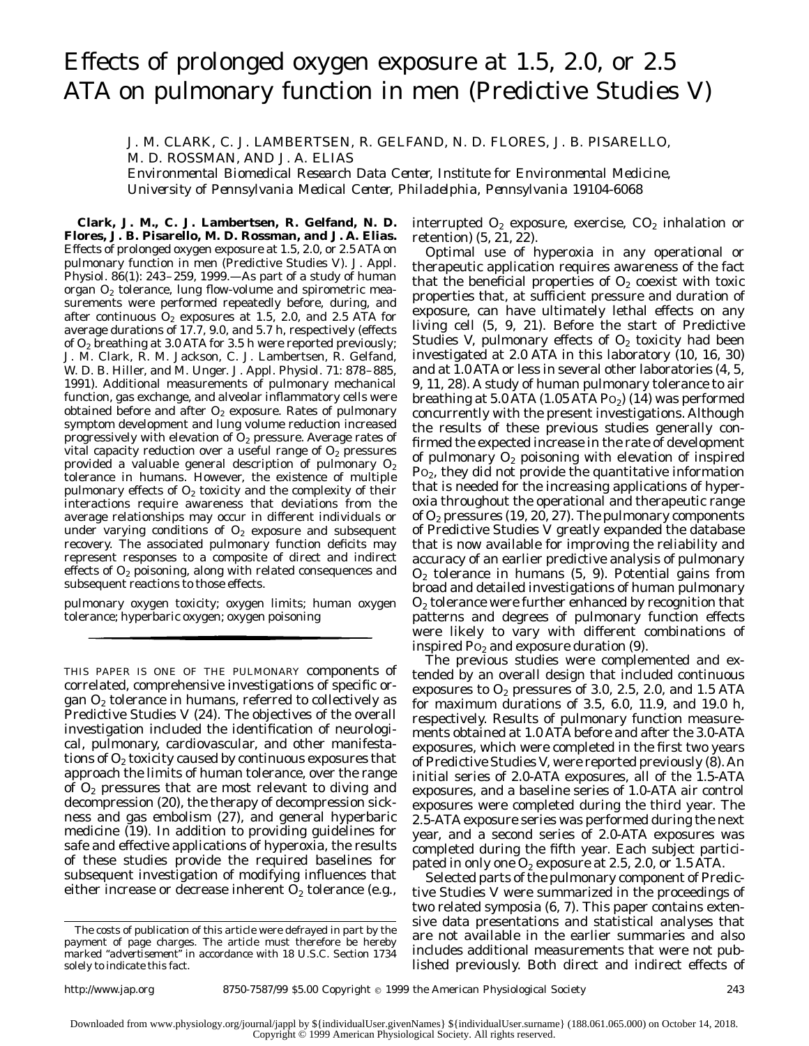# Effects of prolonged oxygen exposure at 1.5, 2.0, or 2.5 ATA on pulmonary function in men (Predictive Studies V)

J. M. CLARK, C. J. LAMBERTSEN, R. GELFAND, N. D. FLORES, J. B. PISARELLO, M. D. ROSSMAN, AND J. A. ELIAS

*Environmental Biomedical Research Data Center, Institute for Environmental Medicine, University of Pennsylvania Medical Center, Philadelphia, Pennsylvania 19104-6068*

**Clark, J. M., C. J. Lambertsen, R. Gelfand, N. D. Flores, J. B. Pisarello, M. D. Rossman, and J. A. Elias.** Effects of prolonged oxygen exposure at 1.5, 2.0, or 2.5 ATA on pulmonary function in men (Predictive Studies V). *J. Appl. Physiol.* 86(1): 243–259, 1999.—As part of a study of human organ $O_2$ tolerance, lung flow-volume and spirometric measurements were performed repeatedly before, during, and after continuous $O_2$ exposures at 1.5, 2.0, and 2.5 ATA for average durations of 17.7, 9.0, and 5.7 h, respectively (effects of $O_2$ breathing at 3.0 ATA for 3.5 h were reported previously; J. M. Clark, R. M. Jackson, C. J. Lambertsen, R. Gelfand, W. D. B. Hiller, and M. Unger. *J. Appl. Physiol.* 71: 878–885, 1991). Additional measurements of pulmonary mechanical function, gas exchange, and alveolar inflammatory cells were obtained before and after $O_2$ exposure. Rates of pulmonary symptom development and lung volume reduction increased progressively with elevation of $O_2$ pressure. Average rates of vital capacity reduction over a useful range of $O_2$ pressures provided a valuable general description of pulmonary $O_2$ tolerance in humans. However, the existence of multiple pulmonary effects of $O_2$ toxicity and the complexity of their interactions require awareness that deviations from the average relationships may occur in different individuals or under varying conditions of $O_2$ exposure and subsequent recovery. The associated pulmonary function deficits may represent responses to a composite of direct and indirect effects of $O_2$ poisoning, along with related consequences and subsequent reactions to those effects.

pulmonary oxygen toxicity; oxygen limits; human oxygen tolerance; hyperbaric oxygen; oxygen poisoning

---

THIS PAPER IS ONE OF THE PULMONARY components of correlated, comprehensive investigations of specific organ $O_2$ tolerance in humans, referred to collectively as Predictive Studies V (24). The objectives of the overall investigation included the identification of neurological, pulmonary, cardiovascular, and other manifestations of $O_2$ toxicity caused by continuous exposures that approach the limits of human tolerance, over the range of $O_2$ pressures that are most relevant to diving and decompression (20), the therapy of decompression sickness and gas embolism (27), and general hyperbaric medicine (19). In addition to providing guidelines for safe and effective applications of hyperoxia, the results of these studies provide the required baselines for subsequent investigation of modifying influences that either increase or decrease inherent $O_2$ tolerance (e.g., interrupted $O_2$ exposure, exercise, $CO_2$ inhalation or retention) (5, 21, 22).

Optimal use of hyperoxia in any operational or therapeutic application requires awareness of the fact that the beneficial properties of $O_2$ coexist with toxic properties that, at sufficient pressure and duration of exposure, can have ultimately lethal effects on any living cell (5, 9, 21). Before the start of Predictive Studies V, pulmonary effects of $O_2$ toxicity had been investigated at 2.0 ATA in this laboratory (10, 16, 30) and at 1.0 ATA or less in several other laboratories (4, 5, 9, 11, 28). A study of human pulmonary tolerance to air breathing at 5.0 ATA (1.05 ATA $P_{O_2}$) (14) was performed concurrently with the present investigations. Although the results of these previous studies generally confirmed the expected increase in the rate of development of pulmonary $O_2$ poisoning with elevation of inspired $P_{O_2}$, they did not provide the quantitative information that is needed for the increasing applications of hyperoxia throughout the operational and therapeutic range of $O_2$ pressures (19, 20, 27). The pulmonary components of Predictive Studies V greatly expanded the database that is now available for improving the reliability and accuracy of an earlier predictive analysis of pulmonary $O_2$ tolerance in humans (5, 9). Potential gains from broad and detailed investigations of human pulmonary $O_2$ tolerance were further enhanced by recognition that patterns and degrees of pulmonary function effects were likely to vary with different combinations of inspired $P_{O_2}$ and exposure duration (9).

The previous studies were complemented and extended by an overall design that included continuous exposures to $O_2$ pressures of 3.0, 2.5, 2.0, and 1.5 ATA for maximum durations of 3.5, 6.0, 11.9, and 19.0 h, respectively. Results of pulmonary function measurements obtained at 1.0 ATA before and after the 3.0-ATA exposures, which were completed in the first two years of Predictive Studies V, were reported previously (8). An initial series of 2.0-ATA exposures, all of the 1.5-ATA exposures, and a baseline series of 1.0-ATA air control exposures were completed during the third year. The 2.5-ATA exposure series was performed during the next year, and a second series of 2.0-ATA exposures was completed during the fifth year. Each subject participated in only one $O_2$ exposure at 2.5, 2.0, or 1.5 ATA.

Selected parts of the pulmonary component of Predictive Studies V were summarized in the proceedings of two related symposia (6, 7). This paper contains extensive data presentations and statistical analyses that are not available in the earlier summaries and also includes additional measurements that were not published previously. Both direct and indirect effects of

The costs of publication of this article were defrayed in part by the payment of page charges. The article must therefore be hereby marked "advertisement" in accordance with 18 U.S.C. Section 1734 solely to indicate this fact.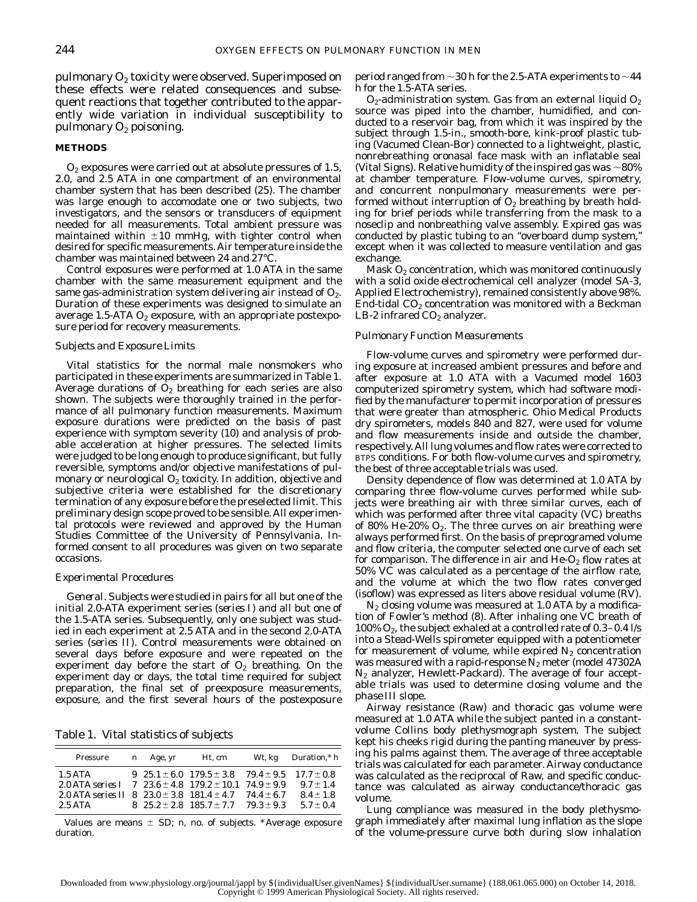pulmonary $O_2$ toxicity were observed. Superimposed on these effects were related consequences and subsequent reactions that together contributed to the apparently wide variation in individual susceptibility to pulmonary $O_2$ poisoning.

## METHODS

$O_2$ exposures were carried out at absolute pressures of 1.5, 2.0, and 2.5 ATA in one compartment of an environmental chamber system that has been described (25). The chamber was large enough to accomodate one or two subjects, two investigators, and the sensors or transducers of equipment needed for all measurements. Total ambient pressure was maintained within ±10 mmHg, with tighter control when desired for specific measurements. Air temperature inside the chamber was maintained between 24 and 27°C.

Control exposures were performed at 1.0 ATA in the same chamber with the same measurement equipment and the same gas-administration system delivering air instead of $O_2$. Duration of these experiments was designed to simulate an average 1.5-ATA $O_2$ exposure, with an appropriate postexposure period for recovery measurements.

### *Subjects and Exposure Limits*

Vital statistics for the normal male nonsmokers who participated in these experiments are summarized in Table 1. Average durations of $O_2$ breathing for each series are also shown. The subjects were thoroughly trained in the performance of all pulmonary function measurements. Maximum exposure durations were predicted on the basis of past experience with symptom severity (10) and analysis of probable acceleration at higher pressures. The selected limits were judged to be long enough to produce significant, but fully reversible, symptoms and/or objective manifestations of pulmonary or neurological $O_2$ toxicity. In addition, objective and subjective criteria were established for the discretionary termination of any exposure before the preselected limit. This preliminary design scope proved to be sensible. All experimental protocols were reviewed and approved by the Human Studies Committee of the University of Pennsylvania. Informed consent to all procedures was given on two separate occasions.

### *Experimental Procedures*

*General.* Subjects were studied in pairs for all but one of the initial 2.0-ATA experiment series (*series I*) and all but one of the 1.5-ATA series. Subsequently, only one subject was studied in each experiment at 2.5 ATA and in the second 2.0-ATA series (*series II*). Control measurements were obtained on several days before exposure and were repeated on the experiment day before the start of $O_2$ breathing. On the experiment day or days, the total time required for subject preparation, the final set of preexposure measurements, exposure, and the first several hours of the postexposure period ranged from ~30 h for the 2.5-ATA experiments to ~44 h for the 1.5-ATA series.

*Table 1. Vital statistics of subjects*

| Pressure | n | Age, yr | Ht, cm | Wt, kg | Duration,* h |
|---|---|---|---|---|---|
| 1.5 ATA | 9 | 25.1 ± 6.0 | 179.5 ± 3.8 | 79.4 ± 9.5 | 17.7 ± 0.8 |
| 2.0 ATA series I | 7 | 23.6 ± 4.8 | 179.2 ± 10.1 | 74.9 ± 9.9 | 9.7 ± 1.4 |
| 2.0 ATA series II | 8 | 23.0 ± 3.8 | 181.4 ± 4.7 | 74.4 ± 6.7 | 8.4 ± 1.8 |
| 2.5 ATA | 8 | 25.2 ± 2.8 | 185.7 ± 7.7 | 79.3 ± 9.3 | 5.7 ± 0.4 |

Values are means ± SD; n, no. of subjects. *Average exposure duration.

*$O_2$-administration system.* Gas from an external liquid $O_2$ source was piped into the chamber, humidified, and conducted to a reservoir bag, from which it was inspired by the subject through 1.5-in., smooth-bore, kink-proof plastic tubing (Vacumed Clean-Bor) connected to a lightweight, plastic, nonrebreathing oronasal face mask with an inflatable seal (Vital Signs). Relative humidity of the inspired gas was ~80% at chamber temperature. Flow-volume curves, spirometry, and concurrent nonpulmonary measurements were performed without interruption of $O_2$ breathing by breath holding for brief periods while transferring from the mask to a noseclip and nonbreathing valve assembly. Expired gas was conducted by plastic tubing to an "overboard dump system," except when it was collected to measure ventilation and gas exchange.

Mask $O_2$ concentration, which was monitored continuously with a solid oxide electrochemical cell analyzer (model SA-3, Applied Electrochemistry), remained consistently above 98%. End-tidal $CO_2$ concentration was monitored with a Beckman LB-2 infrared $CO_2$ analyzer.

### *Pulmonary Function Measurements*

Flow-volume curves and spirometry were performed during exposure at increased ambient pressures and before and after exposure at 1.0 ATA with a Vacumed model 1603 computerized spirometry system, which had software modified by the manufacturer to permit incorporation of pressures that were greater than atmospheric. Ohio Medical Products dry spirometers, models 840 and 827, were used for volume and flow measurements inside and outside the chamber, respectively. All lung volumes and flow rates were corrected to BTPS conditions. For both flow-volume curves and spirometry, the best of three acceptable trials was used.

Density dependence of flow was determined at 1.0 ATA by comparing three flow-volume curves performed while subjects were breathing air with three similar curves, each of which was performed after three vital capacity (VC) breaths of 80% He-20% $O_2$. The three curves on air breathing were always performed first. On the basis of preprogramed volume and flow criteria, the computer selected one curve of each set for comparison. The difference in air and He-$O_2$ flow rates at 50% VC was calculated as a percentage of the airflow rate, and the volume at which the two flow rates converged (isoflow) was expressed as liters above residual volume (RV).

$N_2$ closing volume was measured at 1.0 ATA by a modification of Fowler's method (8). After inhaling one VC breath of 100% $O_2$, the subject exhaled at a controlled rate of 0.3–0.4 l/s into a Stead-Wells spirometer equipped with a potentiometer for measurement of volume, while expired $N_2$ concentration was measured with a rapid-response $N_2$ meter (model 47302A $N_2$ analyzer, Hewlett-Packard). The average of four acceptable trials was used to determine closing volume and the phase III slope.

Airway resistance (Raw) and thoracic gas volume were measured at 1.0 ATA while the subject panted in a constant-volume Collins body plethysmograph system. The subject kept his cheeks rigid during the panting maneuver by pressing his palms against them. The average of three acceptable trials was calculated for each parameter. Airway conductance was calculated as the reciprocal of Raw, and specific conductance was calculated as airway conductance/thoracic gas volume.

Lung compliance was measured in the body plethysmograph immediately after maximal lung inflation as the slope of the volume-pressure curve both during slow inhalation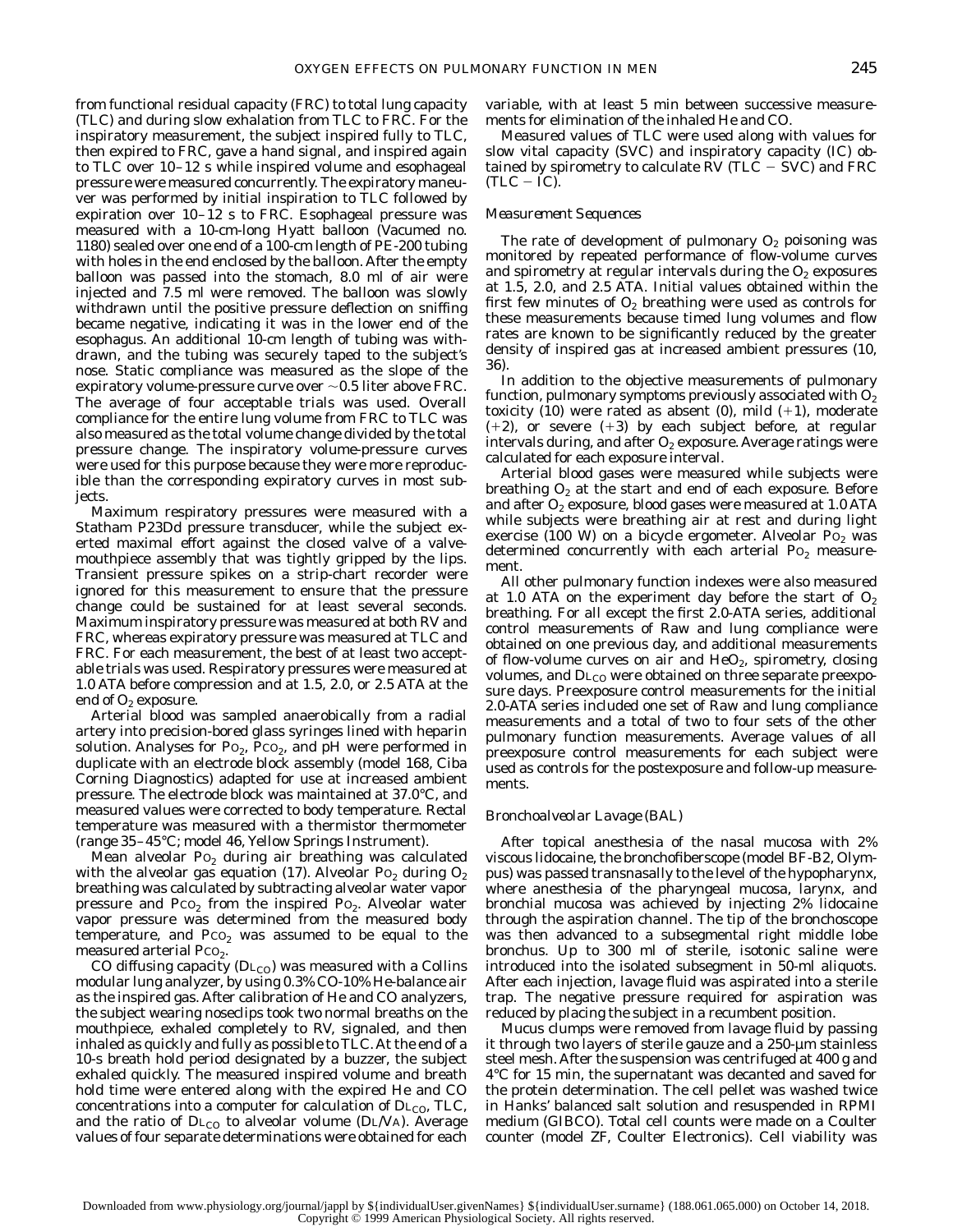from functional residual capacity (FRC) to total lung capacity (TLC) and during slow exhalation from TLC to FRC. For the inspiratory measurement, the subject inspired fully to TLC, then expired to FRC, gave a hand signal, and inspired again to TLC over 10–12 s while inspired volume and esophageal pressure were measured concurrently. The expiratory maneuver was performed by initial inspiration to TLC followed by expiration over 10–12 s to FRC. Esophageal pressure was measured with a 10-cm-long Hyatt balloon (Vacumed no. 1180) sealed over one end of a 100-cm length of PE-200 tubing with holes in the end enclosed by the balloon. After the empty balloon was passed into the stomach, 8.0 ml of air were injected and 7.5 ml were removed. The balloon was slowly withdrawn until the positive pressure deflection on sniffing became negative, indicating it was in the lower end of the esophagus. An additional 10-cm length of tubing was withdrawn, and the tubing was securely taped to the subject's nose. Static compliance was measured as the slope of the expiratory volume-pressure curve over ~0.5 liter above FRC. The average of four acceptable trials was used. Overall compliance for the entire lung volume from FRC to TLC was also measured as the total volume change divided by the total pressure change. The inspiratory volume-pressure curves were used for this purpose because they were more reproducible than the corresponding expiratory curves in most subjects.

Maximum respiratory pressures were measured with a Statham P23Dd pressure transducer, while the subject exerted maximal effort against the closed valve of a valve-mouthpiece assembly that was tightly gripped by the lips. Transient pressure spikes on a strip-chart recorder were ignored for this measurement to ensure that the pressure change could be sustained for at least several seconds. Maximum inspiratory pressure was measured at both RV and FRC, whereas expiratory pressure was measured at TLC and FRC. For each measurement, the best of at least two acceptable trials was used. Respiratory pressures were measured at 1.0 ATA before compression and at 1.5, 2.0, or 2.5 ATA at the end of $O_2$ exposure.

Arterial blood was sampled anaerobically from a radial artery into precision-bored glass syringes lined with heparin solution. Analyses for $P_{O_2}$, $P_{CO_2}$, and pH were performed in duplicate with an electrode block assembly (model 168, Ciba Corning Diagnostics) adapted for use at increased ambient pressure. The electrode block was maintained at 37.0°C, and measured values were corrected to body temperature. Rectal temperature was measured with a thermistor thermometer (range 35–45°C; model 46, Yellow Springs Instrument).

Mean alveolar $P_{O_2}$ during air breathing was calculated with the alveolar gas equation (17). Alveolar $P_{O_2}$ during $O_2$ breathing was calculated by subtracting alveolar water vapor pressure and $P_{CO_2}$ from the inspired $P_{O_2}$. Alveolar water vapor pressure was determined from the measured body temperature, and $P_{CO_2}$ was assumed to be equal to the measured arterial $P_{CO_2}$.

CO diffusing capacity ($D_{L_{CO}}$) was measured with a Collins modular lung analyzer, by using 0.3% CO-10% He-balance air as the inspired gas. After calibration of He and CO analyzers, the subject wearing noseclips took two normal breaths on the mouthpiece, exhaled completely to RV, signaled, and then inhaled as quickly and fully as possible to TLC. At the end of a 10-s breath hold period designated by a buzzer, the subject exhaled quickly. The measured inspired volume and breath hold time were entered along with the expired He and CO concentrations into a computer for calculation of $D_{L_{CO}}$, TLC, and the ratio of $D_{L_{CO}}$ to alveolar volume ($D_L/V_A$). Average values of four separate determinations were obtained for each variable, with at least 5 min between successive measurements for elimination of the inhaled He and CO.

Measured values of TLC were used along with values for slow vital capacity (SVC) and inspiratory capacity (IC) obtained by spirometry to calculate RV (TLC − SVC) and FRC (TLC − IC).

## *Measurement Sequences*

The rate of development of pulmonary $O_2$ poisoning was monitored by repeated performance of flow-volume curves and spirometry at regular intervals during the $O_2$ exposures at 1.5, 2.0, and 2.5 ATA. Initial values obtained within the first few minutes of $O_2$ breathing were used as controls for these measurements because timed lung volumes and flow rates are known to be significantly reduced by the greater density of inspired gas at increased ambient pressures (10, 36).

In addition to the objective measurements of pulmonary function, pulmonary symptoms previously associated with $O_2$ toxicity (10) were rated as absent (0), mild (+1), moderate (+2), or severe (+3) by each subject before, at regular intervals during, and after $O_2$ exposure. Average ratings were calculated for each exposure interval.

Arterial blood gases were measured while subjects were breathing $O_2$ at the start and end of each exposure. Before and after $O_2$ exposure, blood gases were measured at 1.0 ATA while subjects were breathing air at rest and during light exercise (100 W) on a bicycle ergometer. Alveolar $P_{O_2}$ was determined concurrently with each arterial $P_{O_2}$ measurement.

All other pulmonary function indexes were also measured at 1.0 ATA on the experiment day before the start of $O_2$ breathing. For all except the first 2.0-ATA series, additional control measurements of Raw and lung compliance were obtained on one previous day, and additional measurements of flow-volume curves on air and $HeO_2$, spirometry, closing volumes, and $D_{L_{CO}}$ were obtained on three separate preexposure days. Preexposure control measurements for the initial 2.0-ATA series included one set of Raw and lung compliance measurements and a total of two to four sets of the other pulmonary function measurements. Average values of all preexposure control measurements for each subject were used as controls for the postexposure and follow-up measurements.

## *Bronchoalveolar Lavage (BAL)*

After topical anesthesia of the nasal mucosa with 2% viscous lidocaine, the bronchofiberscope (model BF-B2, Olympus) was passed transnasally to the level of the hypopharynx, where anesthesia of the pharyngeal mucosa, larynx, and bronchial mucosa was achieved by injecting 2% lidocaine through the aspiration channel. The tip of the bronchoscope was then advanced to a subsegmental right middle lobe bronchus. Up to 300 ml of sterile, isotonic saline were introduced into the isolated subsegment in 50-ml aliquots. After each injection, lavage fluid was aspirated into a sterile trap. The negative pressure required for aspiration was reduced by placing the subject in a recumbent position.

Mucus clumps were removed from lavage fluid by passing it through two layers of sterile gauze and a 250-µm stainless steel mesh. After the suspension was centrifuged at 400 *g* and 4°C for 15 min, the supernatant was decanted and saved for the protein determination. The cell pellet was washed twice in Hanks' balanced salt solution and resuspended in RPMI medium (GIBCO). Total cell counts were made on a Coulter counter (model ZF, Coulter Electronics). Cell viability was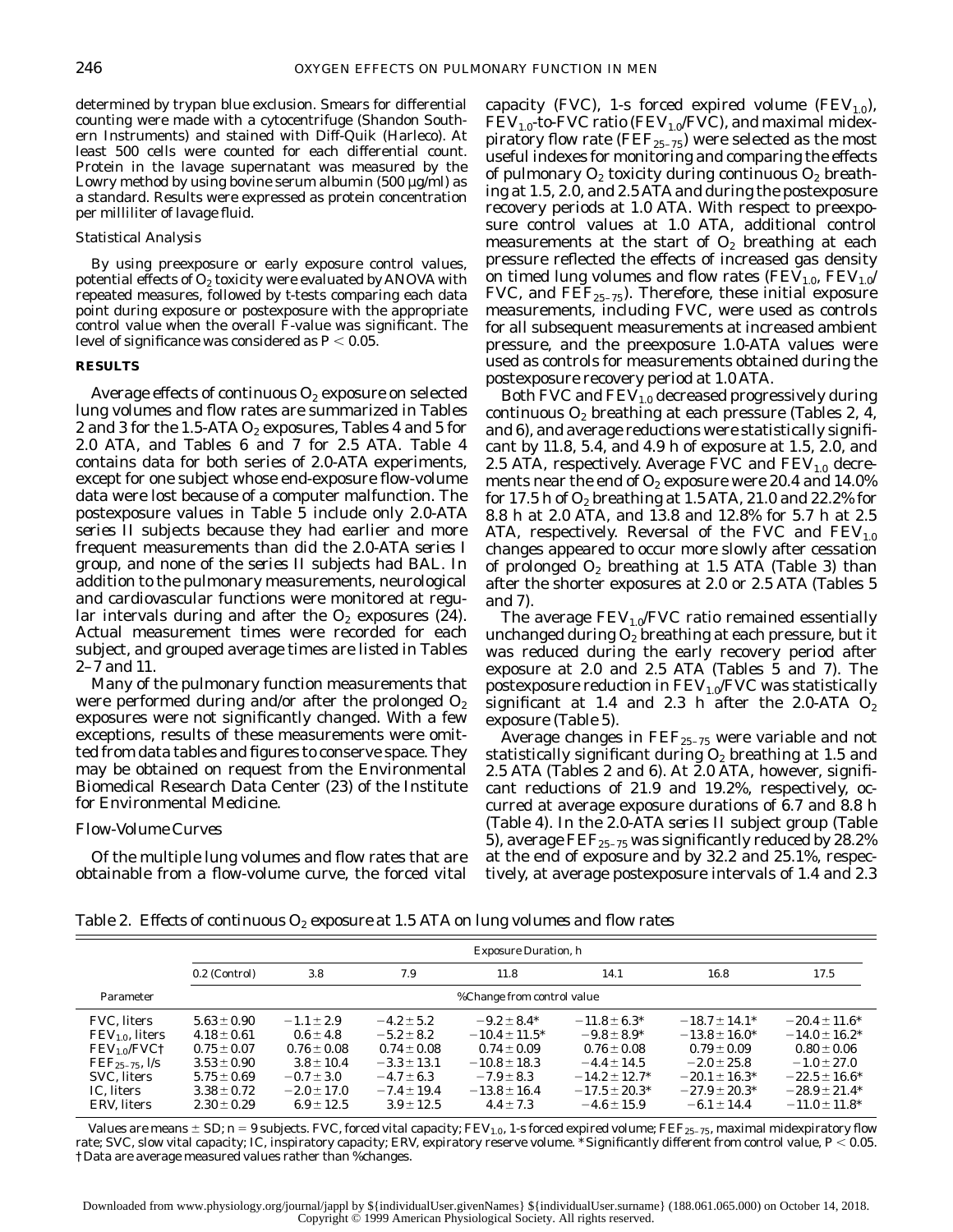determined by trypan blue exclusion. Smears for differential counting were made with a cytocentrifuge (Shandon Southern Instruments) and stained with Diff-Quik (Harleco). At least 500 cells were counted for each differential count. Protein in the lavage supernatant was measured by the Lowry method by using bovine serum albumin (500 µg/ml) as a standard. Results were expressed as protein concentration per milliliter of lavage fluid.

### Statistical Analysis

By using preexposure or early exposure control values, potential effects of $O_2$ toxicity were evaluated by ANOVA with repeated measures, followed by t-tests comparing each data point during exposure or postexposure with the appropriate control value when the overall F-value was significant. The level of significance was considered as $P < 0.05$.

## RESULTS

Average effects of continuous $O_2$ exposure on selected lung volumes and flow rates are summarized in Tables 2 and 3 for the 1.5-ATA $O_2$ exposures, Tables 4 and 5 for 2.0 ATA, and Tables 6 and 7 for 2.5 ATA. Table 4 contains data for both series of 2.0-ATA experiments, except for one subject whose end-exposure flow-volume data were lost because of a computer malfunction. The postexposure values in Table 5 include only 2.0-ATA *series II* subjects because they had earlier and more frequent measurements than did the 2.0-ATA *series I* group, and none of the *series II* subjects had BAL. In addition to the pulmonary measurements, neurological and cardiovascular functions were monitored at regular intervals during and after the $O_2$ exposures (24). Actual measurement times were recorded for each subject, and grouped average times are listed in Tables 2–7 and 11.

Many of the pulmonary function measurements that were performed during and/or after the prolonged $O_2$ exposures were not significantly changed. With a few exceptions, results of these measurements were omitted from data tables and figures to conserve space. They may be obtained on request from the Environmental Biomedical Research Data Center (23) of the Institute for Environmental Medicine.

### Flow-Volume Curves

Of the multiple lung volumes and flow rates that are obtainable from a flow-volume curve, the forced vital capacity (FVC), 1-s forced expired volume ($FEV_{1.0}$), $FEV_{1.0}$-to-FVC ratio ($FEV_{1.0}$/FVC), and maximal midexpiratory flow rate ($FEF_{25-75}$) were selected as the most useful indexes for monitoring and comparing the effects of pulmonary $O_2$ toxicity during continuous $O_2$ breathing at 1.5, 2.0, and 2.5 ATA and during the postexposure recovery periods at 1.0 ATA. With respect to preexposure control values at 1.0 ATA, additional control measurements at the start of $O_2$ breathing at each pressure reflected the effects of increased gas density on timed lung volumes and flow rates ($FEV_{1.0}$, $FEV_{1.0}$/FVC, and $FEF_{25-75}$). Therefore, these initial exposure measurements, including FVC, were used as controls for all subsequent measurements at increased ambient pressure, and the preexposure 1.0-ATA values were used as controls for measurements obtained during the postexposure recovery period at 1.0 ATA.

Both FVC and $FEV_{1.0}$ decreased progressively during continuous $O_2$ breathing at each pressure (Tables 2, 4, and 6), and average reductions were statistically significant by 11.8, 5.4, and 4.9 h of exposure at 1.5, 2.0, and 2.5 ATA, respectively. Average FVC and $FEV_{1.0}$ decrements near the end of $O_2$ exposure were 20.4 and 14.0% for 17.5 h of $O_2$ breathing at 1.5 ATA, 21.0 and 22.2% for 8.8 h at 2.0 ATA, and 13.8 and 12.8% for 5.7 h at 2.5 ATA, respectively. Reversal of the FVC and $FEV_{1.0}$ changes appeared to occur more slowly after cessation of prolonged $O_2$ breathing at 1.5 ATA (Table 3) than after the shorter exposures at 2.0 or 2.5 ATA (Tables 5 and 7).

The average $FEV_{1.0}$/FVC ratio remained essentially unchanged during $O_2$ breathing at each pressure, but it was reduced during the early recovery period after exposure at 2.0 and 2.5 ATA (Tables 5 and 7). The postexposure reduction in $FEV_{1.0}$/FVC was statistically significant at 1.4 and 2.3 h after the 2.0-ATA $O_2$ exposure (Table 5).

Average changes in $FEF_{25-75}$ were variable and not statistically significant during $O_2$ breathing at 1.5 and 2.5 ATA (Tables 2 and 6). At 2.0 ATA, however, significant reductions of 21.9 and 19.2%, respectively, occurred at average exposure durations of 6.7 and 8.8 h (Table 4). In the 2.0-ATA *series II* subject group (Table 5), average $FEF_{25-75}$ was significantly reduced by 28.2% at the end of exposure and by 32.2 and 25.1%, respectively, at average postexposure intervals of 1.4 and 2.3

Table 2. *Effects of continuous $O_2$ exposure at 1.5 ATA on lung volumes and flow rates*

| | Exposure Duration, h | | | | | | |
|---|---|---|---|---|---|---|---|
| | 0.2 (Control) | 3.8 | 7.9 | 11.8 | 14.1 | 16.8 | 17.5 |
| Parameter | %Change from control value | | | | | | |
| FVC, liters | 5.63 ± 0.90 | −1.1 ± 2.9 | −4.2 ± 5.2 | −9.2 ± 8.4* | −11.8 ± 6.3* | −18.7 ± 14.1* | −20.4 ± 11.6* |
| $FEV_{1.0}$, liters | 4.18 ± 0.61 | 0.6 ± 4.8 | −5.2 ± 8.2 | −10.4 ± 11.5* | −9.8 ± 8.9* | −13.8 ± 16.0* | −14.0 ± 16.2* |
| $FEV_{1.0}$/FVC† | 0.75 ± 0.07 | 0.76 ± 0.08 | 0.74 ± 0.08 | 0.74 ± 0.09 | 0.76 ± 0.08 | 0.79 ± 0.09 | 0.80 ± 0.06 |
| $FEF_{25-75}$, l/s | 3.53 ± 0.90 | 3.8 ± 10.4 | −3.3 ± 13.1 | −10.8 ± 18.3 | −4.4 ± 14.5 | −2.0 ± 25.8 | −1.0 ± 27.0 |
| SVC, liters | 5.75 ± 0.69 | −0.7 ± 3.0 | −4.7 ± 6.3 | −7.9 ± 8.3 | −14.2 ± 12.7* | −20.1 ± 16.3* | −22.5 ± 16.6* |
| IC, liters | 3.38 ± 0.72 | −2.0 ± 17.0 | −7.4 ± 19.4 | −13.8 ± 16.4 | −17.5 ± 20.3* | −27.9 ± 20.3* | −28.9 ± 21.4* |
| ERV, liters | 2.30 ± 0.29 | 6.9 ± 12.5 | 3.9 ± 12.5 | 4.4 ± 7.3 | −4.6 ± 15.9 | −6.1 ± 14.4 | −11.0 ± 11.8* |

Values are means ± SD; n = 9 subjects. FVC, forced vital capacity; $FEV_{1.0}$, 1-s forced expired volume; $FEF_{25-75}$, maximal midexpiratory flow rate; SVC, slow vital capacity; IC, inspiratory capacity; ERV, expiratory reserve volume. * Significantly different from control value, $P < 0.05$. †Data are average measured values rather than %changes.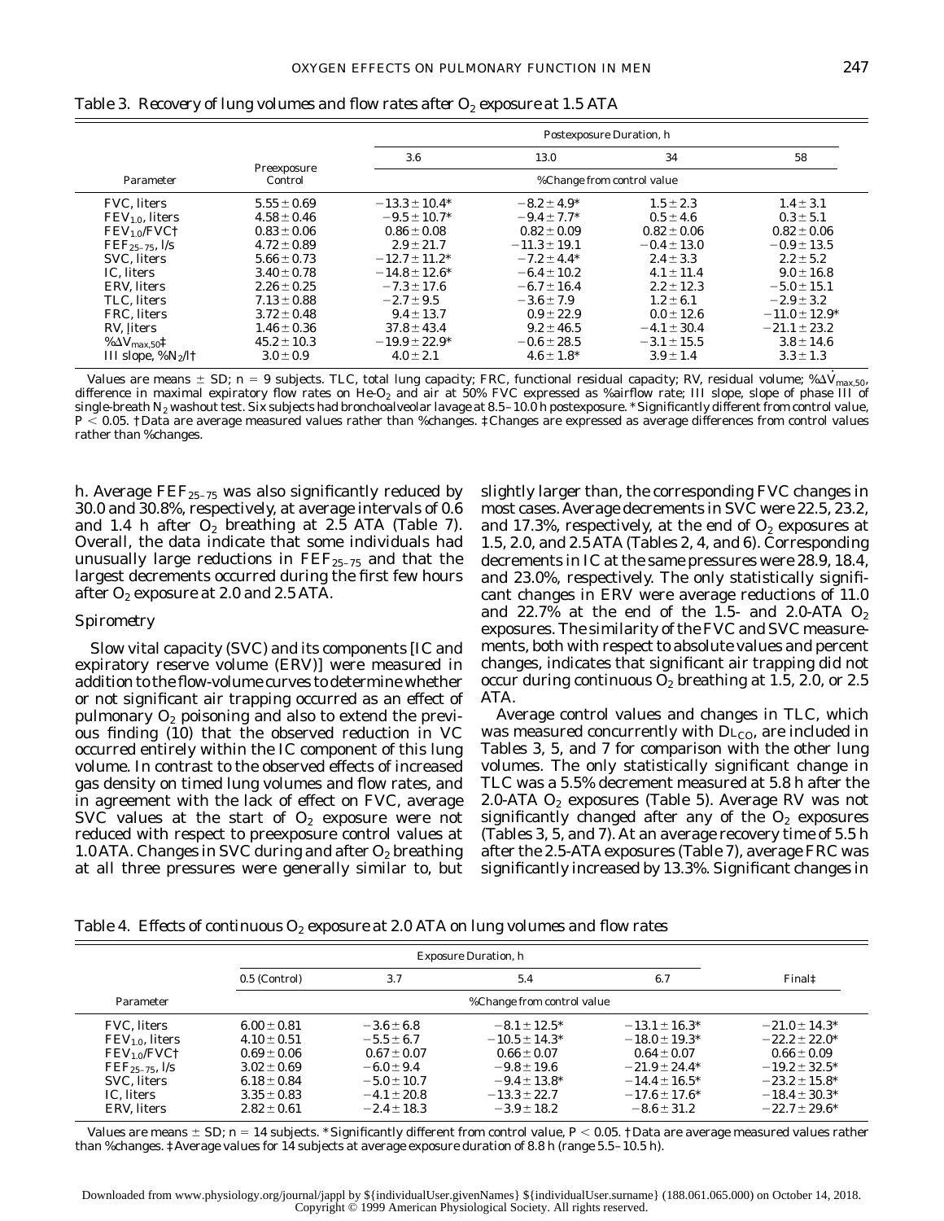Table 3. *Recovery of lung volumes and flow rates after $O_2$ exposure at 1.5 ATA*

| Parameter | Preexposure Control | Postexposure Duration, h | | | |
|---|---|---|---|---|---|
| | | 3.6 | 13.0 | 34 | 58 |
| | | %Change from control value | | | |
| FVC, liters | 5.55 ± 0.69 | −13.3 ± 10.4* | −8.2 ± 4.9* | 1.5 ± 2.3 | 1.4 ± 3.1 |
| $FEV_{1.0}$, liters | 4.58 ± 0.46 | −9.5 ± 10.7* | −9.4 ± 7.7* | 0.5 ± 4.6 | 0.3 ± 5.1 |
| $FEV_{1.0}$/FVC† | 0.83 ± 0.06 | 0.86 ± 0.08 | 0.82 ± 0.09 | 0.82 ± 0.06 | 0.82 ± 0.06 |
| $FEF_{25-75}$, l/s | 4.72 ± 0.89 | 2.9 ± 21.7 | −11.3 ± 19.1 | −0.4 ± 13.0 | −0.9 ± 13.5 |
| SVC, liters | 5.66 ± 0.73 | −12.7 ± 11.2* | −7.2 ± 4.4* | 2.4 ± 3.3 | 2.2 ± 5.2 |
| IC, liters | 3.40 ± 0.78 | −14.8 ± 12.6* | −6.4 ± 10.2 | 4.1 ± 11.4 | 9.0 ± 16.8 |
| ERV, liters | 2.26 ± 0.25 | −7.3 ± 17.6 | −6.7 ± 16.4 | 2.2 ± 12.3 | −5.0 ± 15.1 |
| TLC, liters | 7.13 ± 0.88 | −2.7 ± 9.5 | −3.6 ± 7.9 | 1.2 ± 6.1 | −2.9 ± 3.2 |
| FRC, liters | 3.72 ± 0.48 | 9.4 ± 13.7 | 0.9 ± 22.9 | 0.0 ± 12.6 | −11.0 ± 12.9* |
| RV, liters | 1.46 ± 0.36 | 37.8 ± 43.4 | 9.2 ± 46.5 | −4.1 ± 30.4 | −21.1 ± 23.2 |
| $\%\Delta\dot{V}_{max,50}$‡ | 45.2 ± 10.3 | −19.9 ± 22.9* | −0.6 ± 28.5 | −3.1 ± 15.5 | 3.8 ± 14.6 |
| III slope, $\%N_2$/l† | 3.0 ± 0.9 | 4.0 ± 2.1 | 4.6 ± 1.8* | 3.9 ± 1.4 | 3.3 ± 1.3 |

Values are means ± SD; n = 9 subjects. TLC, total lung capacity; FRC, functional residual capacity; RV, residual volume; $\%\Delta\dot{V}_{max,50}$, difference in maximal expiratory flow rates on He-$O_2$ and air at 50% FVC expressed as %airflow rate; III slope, slope of phase III of single-breath $N_2$ washout test. Six subjects had bronchoalveolar lavage at 8.5–10.0 h postexposure. * Significantly different from control value, $P < 0.05$. † Data are average measured values rather than %changes. ‡ Changes are expressed as average differences from control values rather than %changes.

h. Average $FEF_{25-75}$ was also significantly reduced by 30.0 and 30.8%, respectively, at average intervals of 0.6 and 1.4 h after $O_2$ breathing at 2.5 ATA (Table 7). Overall, the data indicate that some individuals had unusually large reductions in $FEF_{25-75}$ and that the largest decrements occurred during the first few hours after $O_2$ exposure at 2.0 and 2.5 ATA.

### *Spirometry*

Slow vital capacity (SVC) and its components [IC and expiratory reserve volume (ERV)] were measured in addition to the flow-volume curves to determine whether or not significant air trapping occurred as an effect of pulmonary $O_2$ poisoning and also to extend the previous finding (10) that the observed reduction in VC occurred entirely within the IC component of this lung volume. In contrast to the observed effects of increased gas density on timed lung volumes and flow rates, and in agreement with the lack of effect on FVC, average SVC values at the start of $O_2$ exposure were not reduced with respect to preexposure control values at 1.0 ATA. Changes in SVC during and after $O_2$ breathing at all three pressures were generally similar to, but slightly larger than, the corresponding FVC changes in most cases. Average decrements in SVC were 22.5, 23.2, and 17.3%, respectively, at the end of $O_2$ exposures at 1.5, 2.0, and 2.5 ATA (Tables 2, 4, and 6). Corresponding decrements in IC at the same pressures were 28.9, 18.4, and 23.0%, respectively. The only statistically significant changes in ERV were average reductions of 11.0 and 22.7% at the end of the 1.5- and 2.0-ATA $O_2$ exposures. The similarity of the FVC and SVC measurements, both with respect to absolute values and percent changes, indicates that significant air trapping did not occur during continuous $O_2$ breathing at 1.5, 2.0, or 2.5 ATA.

Average control values and changes in TLC, which was measured concurrently with $D_{L_{CO}}$, are included in Tables 3, 5, and 7 for comparison with the other lung volumes. The only statistically significant change in TLC was a 5.5% decrement measured at 5.8 h after the 2.0-ATA $O_2$ exposures (Table 5). Average RV was not significantly changed after any of the $O_2$ exposures (Tables 3, 5, and 7). At an average recovery time of 5.5 h after the 2.5-ATA exposures (Table 7), average FRC was significantly increased by 13.3%. Significant changes in

Table 4. *Effects of continuous $O_2$ exposure at 2.0 ATA on lung volumes and flow rates*

| Parameter | Exposure Duration, h | | | | |
|---|---|---|---|---|---|
| | 0.5 (Control) | 3.7 | 5.4 | 6.7 | Final‡ |
| | | %Change from control value | | | |
| FVC, liters | 6.00 ± 0.81 | −3.6 ± 6.8 | −8.1 ± 12.5* | −13.1 ± 16.3* | −21.0 ± 14.3* |
| $FEV_{1.0}$, liters | 4.10 ± 0.51 | −5.5 ± 6.7 | −10.5 ± 14.3* | −18.0 ± 19.3* | −22.2 ± 22.0* |
| $FEV_{1.0}$/FVC† | 0.69 ± 0.06 | 0.67 ± 0.07 | 0.66 ± 0.07 | 0.64 ± 0.07 | 0.66 ± 0.09 |
| $FEF_{25-75}$, l/s | 3.02 ± 0.69 | −6.0 ± 9.4 | −9.8 ± 19.6 | −21.9 ± 24.4* | −19.2 ± 32.5* |
| SVC, liters | 6.18 ± 0.84 | −5.0 ± 10.7 | −9.4 ± 13.8* | −14.4 ± 16.5* | −23.2 ± 15.8* |
| IC, liters | 3.35 ± 0.83 | −4.1 ± 20.8 | −13.3 ± 22.7 | −17.6 ± 17.6* | −18.4 ± 30.3* |
| ERV, liters | 2.82 ± 0.61 | −2.4 ± 18.3 | −3.9 ± 18.2 | −8.6 ± 31.2 | −22.7 ± 29.6* |

Values are means ± SD; n = 14 subjects. * Significantly different from control value, $P < 0.05$. † Data are average measured values rather than %changes. ‡ Average values for 14 subjects at average exposure duration of 8.8 h (range 5.5–10.5 h).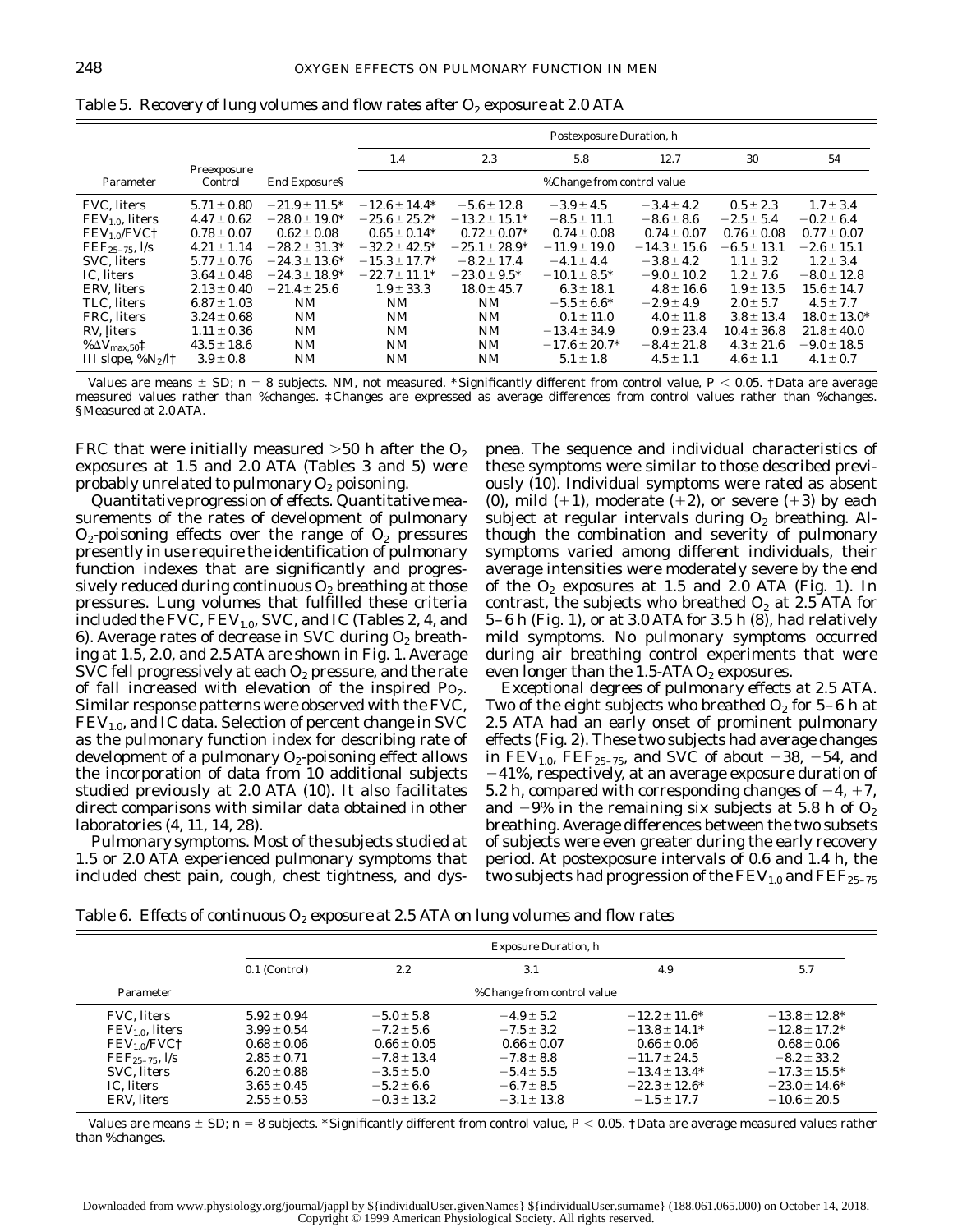Table 5. *Recovery of lung volumes and flow rates after $O_2$ exposure at 2.0 ATA*

| Parameter | Preexposure Control | End Exposure§ | Postexposure Duration, h | | | | | |
|---|---|---|---|---|---|---|---|---|
| | | | 1.4 | 2.3 | 5.8 | 12.7 | 30 | 54 |
| | | | %Change from control value | | | | | |
| FVC, liters | 5.71 ± 0.80 | −21.9 ± 11.5* | −12.6 ± 14.4* | −5.6 ± 12.8 | −3.9 ± 4.5 | −3.4 ± 4.2 | 0.5 ± 2.3 | 1.7 ± 3.4 |
| $FEV_{1.0}$, liters | 4.47 ± 0.62 | −28.0 ± 19.0* | −25.6 ± 25.2* | −13.2 ± 15.1* | −8.5 ± 11.1 | −8.6 ± 8.6 | −2.5 ± 5.4 | −0.2 ± 6.4 |
| $FEV_{1.0}$/FVC† | 0.78 ± 0.07 | 0.62 ± 0.08 | 0.65 ± 0.14* | 0.72 ± 0.07* | 0.74 ± 0.08 | 0.74 ± 0.07 | 0.76 ± 0.08 | 0.77 ± 0.07 |
| $FEF_{25-75}$, l/s | 4.21 ± 1.14 | −28.2 ± 31.3* | −32.2 ± 42.5* | −25.1 ± 28.9* | −11.9 ± 19.0 | −14.3 ± 15.6 | −6.5 ± 13.1 | −2.6 ± 15.1 |
| SVC, liters | 5.77 ± 0.76 | −24.3 ± 13.6* | −15.3 ± 17.7* | −8.2 ± 17.4 | −4.1 ± 4.4 | −3.8 ± 4.2 | 1.1 ± 3.2 | 1.2 ± 3.4 |
| IC, liters | 3.64 ± 0.48 | −24.3 ± 18.9* | −22.7 ± 11.1* | −23.0 ± 9.5* | −10.1 ± 8.5* | −9.0 ± 10.2 | 1.2 ± 7.6 | −8.0 ± 12.8 |
| ERV, liters | 2.13 ± 0.40 | −21.4 ± 25.6 | 1.9 ± 33.3 | 18.0 ± 45.7 | 6.3 ± 18.1 | 4.8 ± 16.6 | 1.9 ± 13.5 | 15.6 ± 14.7 |
| TLC, liters | 6.87 ± 1.03 | NM | NM | NM | −5.5 ± 6.6* | −2.9 ± 4.9 | 2.0 ± 5.7 | 4.5 ± 7.7 |
| FRC, liters | 3.24 ± 0.68 | NM | NM | NM | 0.1 ± 11.0 | 4.0 ± 11.8 | 3.8 ± 13.4 | 18.0 ± 13.0* |
| RV, liters | 1.11 ± 0.36 | NM | NM | NM | −13.4 ± 34.9 | 0.9 ± 23.4 | 10.4 ± 36.8 | 21.8 ± 40.0 |
| $\%\Delta\dot{V}_{max,50}$‡ | 43.5 ± 18.6 | NM | NM | NM | −17.6 ± 20.7* | −8.4 ± 21.8 | 4.3 ± 21.6 | −9.0 ± 18.5 |
| III slope, $\%N_2$/l† | 3.9 ± 0.8 | NM | NM | NM | 5.1 ± 1.8 | 4.5 ± 1.1 | 4.6 ± 1.1 | 4.1 ± 0.7 |

Values are means ± SD; n = 8 subjects. NM, not measured. *Significantly different from control value, $P < 0.05$. †Data are average measured values rather than %changes. ‡Changes are expressed as average differences from control values rather than %changes. §Measured at 2.0 ATA.

FRC that were initially measured >50 h after the $O_2$ exposures at 1.5 and 2.0 ATA (Tables 3 and 5) were probably unrelated to pulmonary $O_2$ poisoning.

*Quantitative progression of effects.* Quantitative measurements of the rates of development of pulmonary $O_2$-poisoning effects over the range of $O_2$ pressures presently in use require the identification of pulmonary function indexes that are significantly and progressively reduced during continuous $O_2$ breathing at those pressures. Lung volumes that fulfilled these criteria included the FVC, $FEV_{1.0}$, SVC, and IC (Tables 2, 4, and 6). Average rates of decrease in SVC during $O_2$ breathing at 1.5, 2.0, and 2.5 ATA are shown in Fig. 1. Average SVC fell progressively at each $O_2$ pressure, and the rate of fall increased with elevation of the inspired $P_{O_2}$. Similar response patterns were observed with the FVC, $FEV_{1.0}$, and IC data. Selection of percent change in SVC as the pulmonary function index for describing rate of development of a pulmonary $O_2$-poisoning effect allows the incorporation of data from 10 additional subjects studied previously at 2.0 ATA (10). It also facilitates direct comparisons with similar data obtained in other laboratories (4, 11, 14, 28).

*Pulmonary symptoms.* Most of the subjects studied at 1.5 or 2.0 ATA experienced pulmonary symptoms that included chest pain, cough, chest tightness, and dyspnea. The sequence and individual characteristics of these symptoms were similar to those described previously (10). Individual symptoms were rated as absent (0), mild (+1), moderate (+2), or severe (+3) by each subject at regular intervals during $O_2$ breathing. Although the combination and severity of pulmonary symptoms varied among different individuals, their average intensities were moderately severe by the end of the $O_2$ exposures at 1.5 and 2.0 ATA (Fig. 1). In contrast, the subjects who breathed $O_2$ at 2.5 ATA for 5–6 h (Fig. 1), or at 3.0 ATA for 3.5 h (8), had relatively mild symptoms. No pulmonary symptoms occurred during air breathing control experiments that were even longer than the 1.5-ATA $O_2$ exposures.

*Exceptional degrees of pulmonary effects at 2.5 ATA.* Two of the eight subjects who breathed $O_2$ for 5–6 h at 2.5 ATA had an early onset of prominent pulmonary effects (Fig. 2). These two subjects had average changes in $FEV_{1.0}$, $FEF_{25-75}$, and SVC of about −38, −54, and −41%, respectively, at an average exposure duration of 5.2 h, compared with corresponding changes of −4, +7, and −9% in the remaining six subjects at 5.8 h of $O_2$ breathing. Average differences between the two subsets of subjects were even greater during the early recovery period. At postexposure intervals of 0.6 and 1.4 h, the two subjects had progression of the $FEV_{1.0}$ and $FEF_{25-75}$

Table 6. *Effects of continuous $O_2$ exposure at 2.5 ATA on lung volumes and flow rates*

| Parameter | Exposure Duration, h | | | | |
|---|---|---|---|---|---|
| | 0.1 (Control) | 2.2 | 3.1 | 4.9 | 5.7 |
| | | %Change from control value | | | |
| FVC, liters | 5.92 ± 0.94 | −5.0 ± 5.8 | −4.9 ± 5.2 | −12.2 ± 11.6* | −13.8 ± 12.8* |
| $FEV_{1.0}$, liters | 3.99 ± 0.54 | −7.2 ± 5.6 | −7.5 ± 3.2 | −13.8 ± 14.1* | −12.8 ± 17.2* |
| $FEV_{1.0}$/FVC† | 0.68 ± 0.06 | 0.66 ± 0.05 | 0.66 ± 0.07 | 0.66 ± 0.06 | 0.68 ± 0.06 |
| $FEF_{25-75}$, l/s | 2.85 ± 0.71 | −7.8 ± 13.4 | −7.8 ± 8.8 | −11.7 ± 24.5 | −8.2 ± 33.2 |
| SVC, liters | 6.20 ± 0.88 | −3.5 ± 5.0 | −5.4 ± 5.5 | −13.4 ± 13.4* | −17.3 ± 15.5* |
| IC, liters | 3.65 ± 0.45 | −5.2 ± 6.6 | −6.7 ± 8.5 | −22.3 ± 12.6* | −23.0 ± 14.6* |
| ERV, liters | 2.55 ± 0.53 | −0.3 ± 13.2 | −3.1 ± 13.8 | −1.5 ± 17.7 | −10.6 ± 20.5 |

Values are means ± SD; n = 8 subjects. *Significantly different from control value, $P < 0.05$. †Data are average measured values rather than %changes.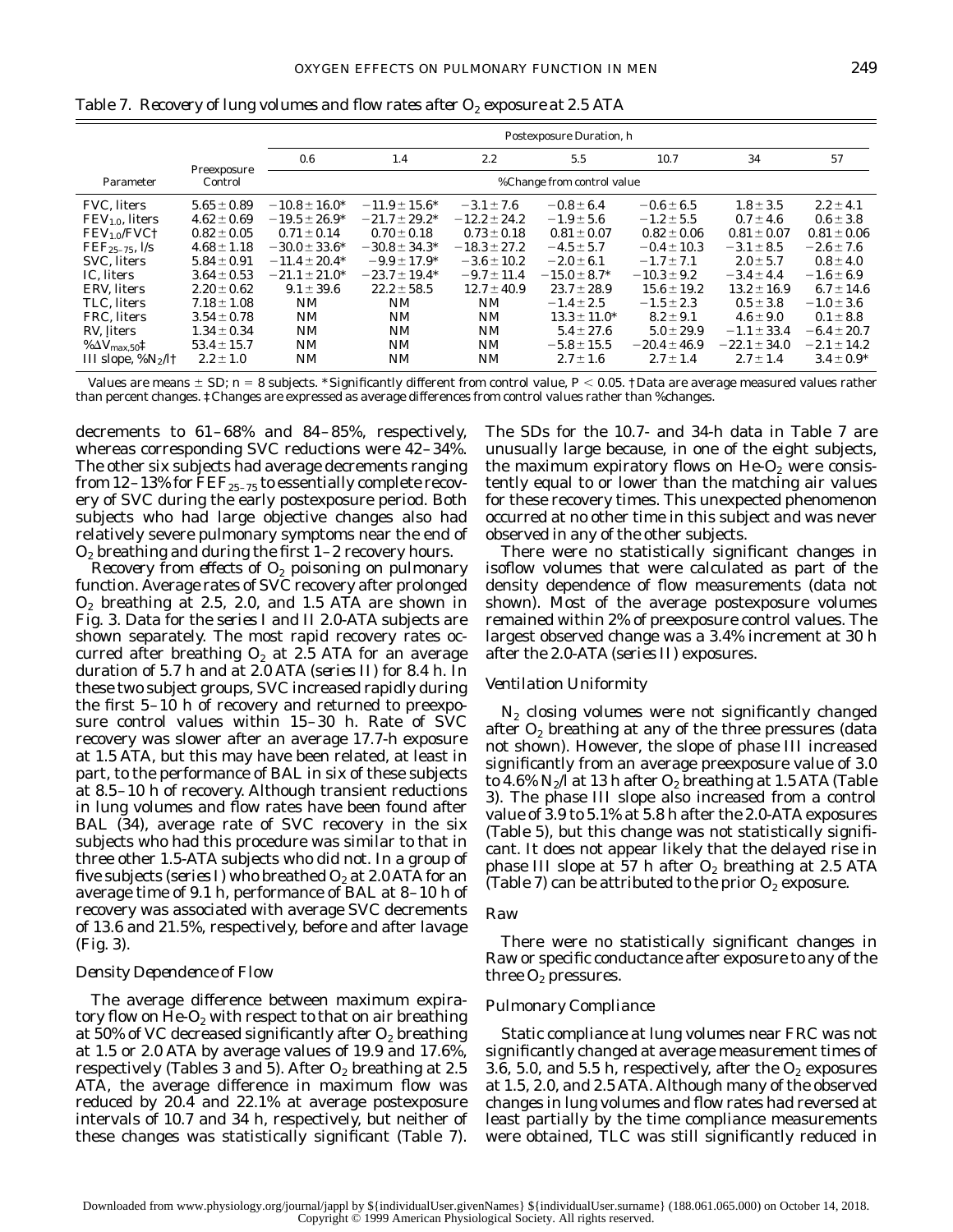Table 7. *Recovery of lung volumes and flow rates after $O_2$ exposure at 2.5 ATA*

| Parameter | Preexposure Control | Postexposure Duration, h | | | | | | |
|---|---|---|---|---|---|---|---|---|
| | | 0.6 | 1.4 | 2.2 | 5.5 | 10.7 | 34 | 57 |
| | | %Change from control value | | | | | | |
| FVC, liters | 5.65 ± 0.89 | −10.8 ± 16.0* | −11.9 ± 15.6* | −3.1 ± 7.6 | −0.8 ± 6.4 | −0.6 ± 6.5 | 1.8 ± 3.5 | 2.2 ± 4.1 |
| $FEV_{1.0}$, liters | 4.62 ± 0.69 | −19.5 ± 26.9* | −21.7 ± 29.2* | −12.2 ± 24.2 | −1.9 ± 5.6 | −1.2 ± 5.5 | 0.7 ± 4.6 | 0.6 ± 3.8 |
| $FEV_{1.0}$/FVC† | 0.82 ± 0.05 | 0.71 ± 0.14 | 0.70 ± 0.18 | 0.73 ± 0.18 | 0.81 ± 0.07 | 0.82 ± 0.06 | 0.81 ± 0.07 | 0.81 ± 0.06 |
| $FEF_{25–75}$, l/s | 4.68 ± 1.18 | −30.0 ± 33.6* | −30.8 ± 34.3* | −18.3 ± 27.2 | −4.5 ± 5.7 | −0.4 ± 10.3 | −3.1 ± 8.5 | −2.6 ± 7.6 |
| SVC, liters | 5.84 ± 0.91 | −11.4 ± 20.4* | −9.9 ± 17.9* | −3.6 ± 10.2 | −2.0 ± 6.1 | −1.7 ± 7.1 | 2.0 ± 5.7 | 0.8 ± 4.0 |
| IC, liters | 3.64 ± 0.53 | −21.1 ± 21.0* | −23.7 ± 19.4* | −9.7 ± 11.4 | −15.0 ± 8.7* | −10.3 ± 9.2 | −3.4 ± 4.4 | −1.6 ± 6.9 |
| ERV, liters | 2.20 ± 0.62 | 9.1 ± 39.6 | 22.2 ± 58.5 | 12.7 ± 40.9 | 23.7 ± 28.9 | 15.6 ± 19.2 | 13.2 ± 16.9 | 6.7 ± 14.6 |
| TLC, liters | 7.18 ± 1.08 | NM | NM | NM | −1.4 ± 2.5 | −1.5 ± 2.3 | 0.5 ± 3.8 | −1.0 ± 3.6 |
| FRC, liters | 3.54 ± 0.78 | NM | NM | NM | 13.3 ± 11.0* | 8.2 ± 9.1 | 4.6 ± 9.0 | 0.1 ± 8.8 |
| RV, liters | 1.34 ± 0.34 | NM | NM | NM | 5.4 ± 27.6 | 5.0 ± 29.9 | −1.1 ± 33.4 | −6.4 ± 20.7 |
| $\%\Delta\dot{V}_{max,50}$‡ | 53.4 ± 15.7 | NM | NM | NM | −5.8 ± 15.5 | −20.4 ± 46.9 | −22.1 ± 34.0 | −2.1 ± 14.2 |
| III slope, $\%N_2$/l† | 2.2 ± 1.0 | NM | NM | NM | 2.7 ± 1.6 | 2.7 ± 1.4 | 2.7 ± 1.4 | 3.4 ± 0.9* |

Values are means ± SD; $n = 8$ subjects. *Significantly different from control value, $P < 0.05$. †Data are average measured values rather than percent changes. ‡Changes are expressed as average differences from control values rather than %changes.

decrements to 61–68% and 84–85%, respectively, whereas corresponding SVC reductions were 42–34%. The other six subjects had average decrements ranging from 12–13% for $FEF_{25–75}$ to essentially complete recovery of SVC during the early postexposure period. Both subjects who had large objective changes also had relatively severe pulmonary symptoms near the end of $O_2$ breathing and during the first 1–2 recovery hours.

*Recovery from effects of $O_2$ poisoning on pulmonary function.* Average rates of SVC recovery after prolonged $O_2$ breathing at 2.5, 2.0, and 1.5 ATA are shown in Fig. 3. Data for the *series I* and *II* 2.0-ATA subjects are shown separately. The most rapid recovery rates occurred after breathing $O_2$ at 2.5 ATA for an average duration of 5.7 h and at 2.0 ATA (*series II*) for 8.4 h. In these two subject groups, SVC increased rapidly during the first 5–10 h of recovery and returned to preexposure control values within 15–30 h. Rate of SVC recovery was slower after an average 17.7-h exposure at 1.5 ATA, but this may have been related, at least in part, to the performance of BAL in six of these subjects at 8.5–10 h of recovery. Although transient reductions in lung volumes and flow rates have been found after BAL (34), average rate of SVC recovery in the six subjects who had this procedure was similar to that in three other 1.5-ATA subjects who did not. In a group of five subjects (*series I*) who breathed $O_2$ at 2.0 ATA for an average time of 9.1 h, performance of BAL at 8–10 h of recovery was associated with average SVC decrements of 13.6 and 21.5%, respectively, before and after lavage (Fig. 3).

### *Density Dependence of Flow*

The average difference between maximum expiratory flow on He-$O_2$ with respect to that on air breathing at 50% of VC decreased significantly after $O_2$ breathing at 1.5 or 2.0 ATA by average values of 19.9 and 17.6%, respectively (Tables 3 and 5). After $O_2$ breathing at 2.5 ATA, the average difference in maximum flow was reduced by 20.4 and 22.1% at average postexposure intervals of 10.7 and 34 h, respectively, but neither of these changes was statistically significant (Table 7). The SDs for the 10.7- and 34-h data in Table 7 are unusually large because, in one of the eight subjects, the maximum expiratory flows on He-$O_2$ were consistently equal to or lower than the matching air values for these recovery times. This unexpected phenomenon occurred at no other time in this subject and was never observed in any of the other subjects.

There were no statistically significant changes in isoflow volumes that were calculated as part of the density dependence of flow measurements (data not shown). Most of the average postexposure volumes remained within 2% of preexposure control values. The largest observed change was a 3.4% increment at 30 h after the 2.0-ATA (*series II*) exposures.

### *Ventilation Uniformity*

$N_2$ closing volumes were not significantly changed after $O_2$ breathing at any of the three pressures (data not shown). However, the slope of phase III increased significantly from an average preexposure value of 3.0 to 4.6% $N_2$/l at 13 h after $O_2$ breathing at 1.5 ATA (Table 3). The phase III slope also increased from a control value of 3.9 to 5.1% at 5.8 h after the 2.0-ATA exposures (Table 5), but this change was not statistically significant. It does not appear likely that the delayed rise in phase III slope at 57 h after $O_2$ breathing at 2.5 ATA (Table 7) can be attributed to the prior $O_2$ exposure.

### *Raw*

There were no statistically significant changes in Raw or specific conductance after exposure to any of the three $O_2$ pressures.

### *Pulmonary Compliance*

Static compliance at lung volumes near FRC was not significantly changed at average measurement times of 3.6, 5.0, and 5.5 h, respectively, after the $O_2$ exposures at 1.5, 2.0, and 2.5 ATA. Although many of the observed changes in lung volumes and flow rates had reversed at least partially by the time compliance measurements were obtained, TLC was still significantly reduced in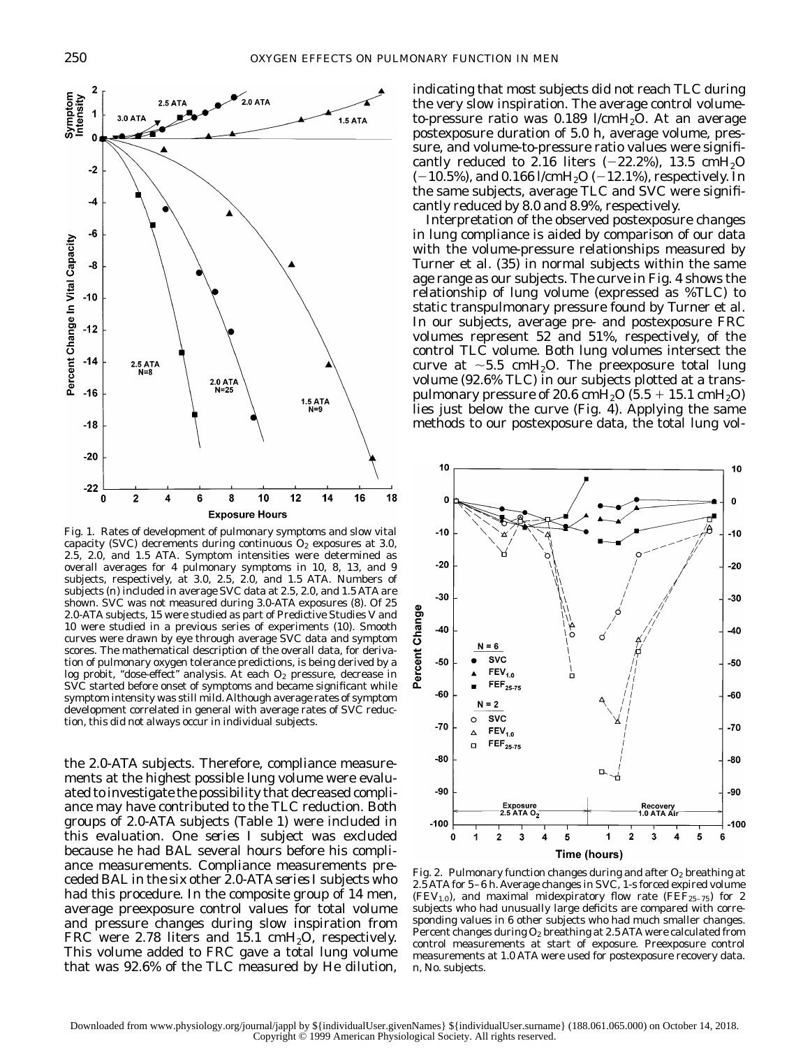Fig. 1. Rates of development of pulmonary symptoms and slow vital capacity (SVC) decrements during continuous $O_2$ exposures at 3.0, 2.5, 2.0, and 1.5 ATA. Symptom intensities were determined as overall averages for 4 pulmonary symptoms in 10, 8, 13, and 9 subjects, respectively, at 3.0, 2.5, 2.0, and 1.5 ATA. Numbers of subjects (*n*) included in average SVC data at 2.5, 2.0, and 1.5 ATA are shown. SVC was not measured during 3.0-ATA exposures (8). Of 25 2.0-ATA subjects, 15 were studied as part of Predictive Studies V and 10 were studied in a previous series of experiments (10). Smooth curves were drawn by eye through average SVC data and symptom scores. The mathematical description of the overall data, for derivation of pulmonary oxygen tolerance predictions, is being derived by a log probit, "dose-effect" analysis. At each $O_2$ pressure, decrease in SVC started before onset of symptoms and became significant while symptom intensity was still mild. Although average rates of symptom development correlated in general with average rates of SVC reduction, this did not always occur in individual subjects.

the 2.0-ATA subjects. Therefore, compliance measurements at the highest possible lung volume were evaluated to investigate the possibility that decreased compliance may have contributed to the TLC reduction. Both groups of 2.0-ATA subjects (Table 1) were included in this evaluation. One *series I* subject was excluded because he had BAL several hours before his compliance measurements. Compliance measurements preceded BAL in the six other 2.0-ATA *series I* subjects who had this procedure. In the composite group of 14 men, average preexposure control values for total volume and pressure changes during slow inspiration from FRC were 2.78 liters and 15.1 $cmH_2O$, respectively. This volume added to FRC gave a total lung volume that was 92.6% of the TLC measured by He dilution, indicating that most subjects did not reach TLC during the very slow inspiration. The average control volume-to-pressure ratio was 0.189 $l/cmH_2O$. At an average postexposure duration of 5.0 h, average volume, pressure, and volume-to-pressure ratio values were significantly reduced to 2.16 liters (−22.2%), 13.5 $cmH_2O$ (−10.5%), and 0.166 $l/cmH_2O$ (−12.1%), respectively. In the same subjects, average TLC and SVC were significantly reduced by 8.0 and 8.9%, respectively.

Interpretation of the observed postexposure changes in lung compliance is aided by comparison of our data with the volume-pressure relationships measured by Turner et al. (35) in normal subjects within the same age range as our subjects. The curve in Fig. 4 shows the relationship of lung volume (expressed as %TLC) to static transpulmonary pressure found by Turner et al. In our subjects, average pre- and postexposure FRC volumes represent 52 and 51%, respectively, of the control TLC volume. Both lung volumes intersect the curve at ~5.5 $cmH_2O$. The preexposure total lung volume (92.6% TLC) in our subjects plotted at a transpulmonary pressure of 20.6 $cmH_2O$ (5.5 + 15.1 $cmH_2O$) lies just below the curve (Fig. 4). Applying the same methods to our postexposure data, the total lung vol-

Fig. 2. Pulmonary function changes during and after $O_2$ breathing at 2.5 ATA for 5–6 h. Average changes in SVC, 1-s forced expired volume ($FEV_{1.0}$), and maximal midexpiratory flow rate ($FEF_{25-75}$) for 2 subjects who had unusually large deficits are compared with corresponding values in 6 other subjects who had much smaller changes. Percent changes during $O_2$ breathing at 2.5 ATA were calculated from control measurements at start of exposure. Preexposure control measurements at 1.0 ATA were used for postexposure recovery data. *n*, No. subjects.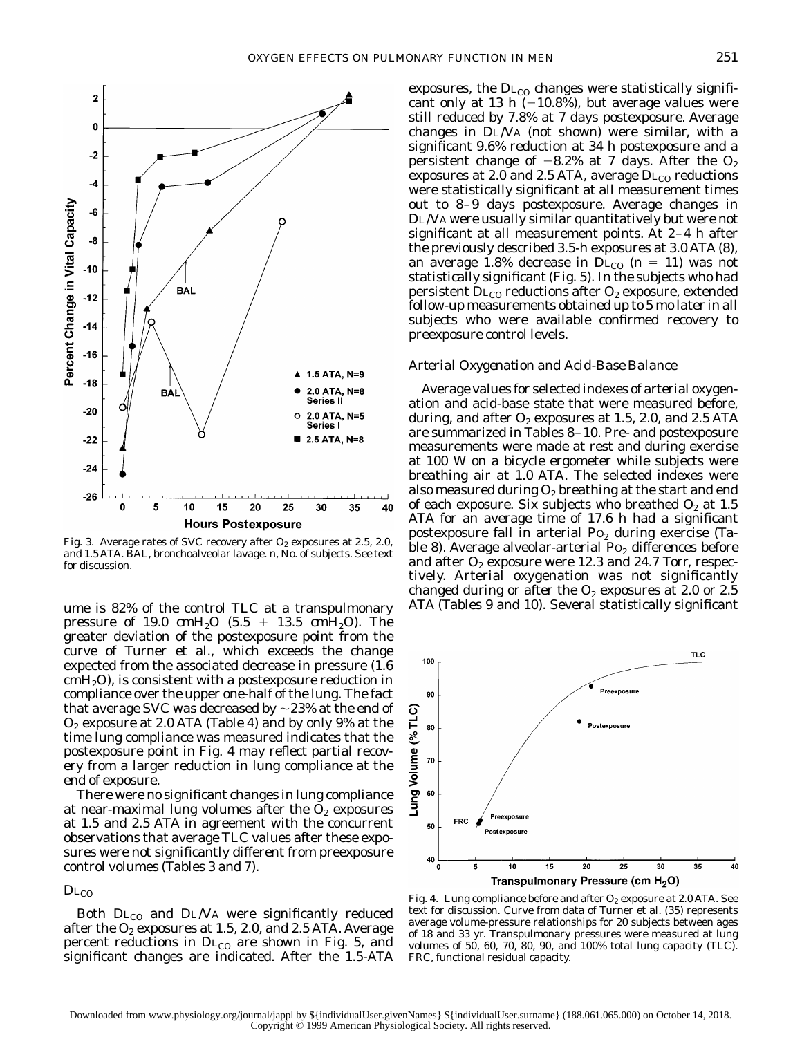Fig. 3. Average rates of SVC recovery after $O_2$ exposures at 2.5, 2.0, and 1.5 ATA. BAL, bronchoalveolar lavage. n, No. of subjects. See text for discussion.

ume is 82% of the control TLC at a transpulmonary pressure of 19.0 cmH$_2$O (5.5 + 13.5 cmH$_2$O). The greater deviation of the postexposure point from the curve of Turner et al., which exceeds the change expected from the associated decrease in pressure (1.6 cmH$_2$O), is consistent with a postexposure reduction in compliance over the upper one-half of the lung. The fact that average SVC was decreased by ~23% at the end of $O_2$ exposure at 2.0 ATA (Table 4) and by only 9% at the time lung compliance was measured indicates that the postexposure point in Fig. 4 may reflect partial recovery from a larger reduction in lung compliance at the end of exposure.

There were no significant changes in lung compliance at near-maximal lung volumes after the $O_2$ exposures at 1.5 and 2.5 ATA in agreement with the concurrent observations that average TLC values after these exposures were not significantly different from preexposure control volumes (Tables 3 and 7).

### $D_{L_{CO}}$

Both $D_{L_{CO}}$ and $D_L/V_A$ were significantly reduced after the $O_2$ exposures at 1.5, 2.0, and 2.5 ATA. Average percent reductions in $D_{L_{CO}}$ are shown in Fig. 5, and significant changes are indicated. After the 1.5-ATA exposures, the $D_{L_{CO}}$ changes were statistically significant only at 13 h (−10.8%), but average values were still reduced by 7.8% at 7 days postexposure. Average changes in $D_L/V_A$ (not shown) were similar, with a significant 9.6% reduction at 34 h postexposure and a persistent change of −8.2% at 7 days. After the $O_2$ exposures at 2.0 and 2.5 ATA, average $D_{L_{CO}}$ reductions were statistically significant at all measurement times out to 8–9 days postexposure. Average changes in $D_L/V_A$ were usually similar quantitatively but were not significant at all measurement points. At 2–4 h after the previously described 3.5-h exposures at 3.0 ATA (8), an average 1.8% decrease in $D_{L_{CO}}$ ($n = 11$) was not statistically significant (Fig. 5). In the subjects who had persistent $D_{L_{CO}}$ reductions after $O_2$ exposure, extended follow-up measurements obtained up to 5 mo later in all subjects who were available confirmed recovery to preexposure control levels.

### *Arterial Oxygenation and Acid-Base Balance*

Average values for selected indexes of arterial oxygenation and acid-base state that were measured before, during, and after $O_2$ exposures at 1.5, 2.0, and 2.5 ATA are summarized in Tables 8–10. Pre- and postexposure measurements were made at rest and during exercise at 100 W on a bicycle ergometer while subjects were breathing air at 1.0 ATA. The selected indexes were also measured during $O_2$ breathing at the start and end of each exposure. Six subjects who breathed $O_2$ at 1.5 ATA for an average time of 17.6 h had a significant postexposure fall in arterial $P_{O_2}$ during exercise (Table 8). Average alveolar-arterial $P_{O_2}$ differences before and after $O_2$ exposure were 12.3 and 24.7 Torr, respectively. Arterial oxygenation was not significantly changed during or after the $O_2$ exposures at 2.0 or 2.5 ATA (Tables 9 and 10). Several statistically significant

Fig. 4. Lung compliance before and after $O_2$ exposure at 2.0 ATA. See text for discussion. Curve from data of Turner et al. (35) represents average volume-pressure relationships for 20 subjects between ages of 18 and 33 yr. Transpulmonary pressures were measured at lung volumes of 50, 60, 70, 80, 90, and 100% total lung capacity (TLC). FRC, functional residual capacity.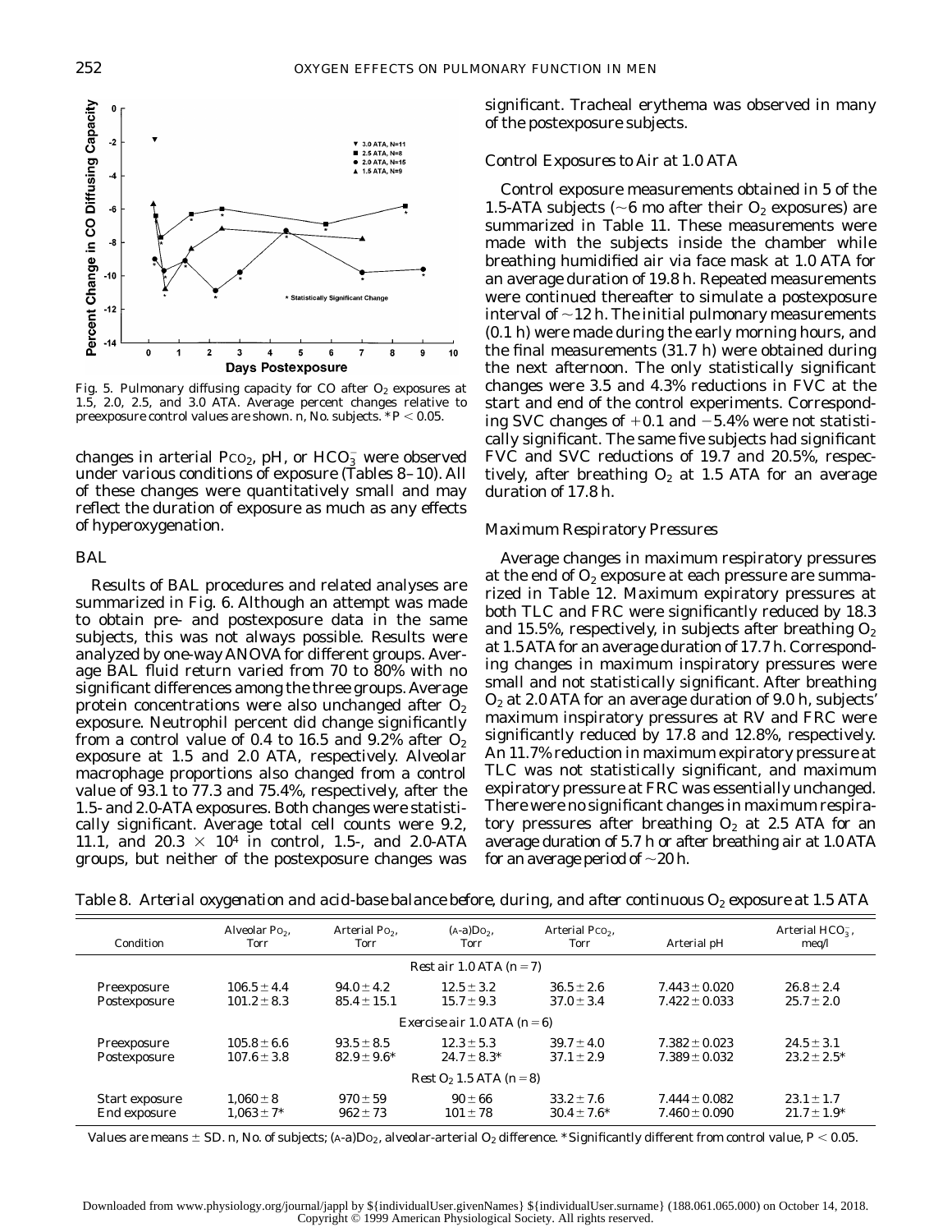Fig. 5. Pulmonary diffusing capacity for CO after $O_2$ exposures at 1.5, 2.0, 2.5, and 3.0 ATA. Average percent changes relative to preexposure control values are shown. n, No. subjects. $*P < 0.05$.

changes in arterial $P_{CO_2}$, pH, or $HCO_3^-$ were observed under various conditions of exposure (Tables 8–10). All of these changes were quantitatively small and may reflect the duration of exposure as much as any effects of hyperoxygenation.

### BAL

Results of BAL procedures and related analyses are summarized in Fig. 6. Although an attempt was made to obtain pre- and postexposure data in the same subjects, this was not always possible. Results were analyzed by one-way ANOVA for different groups. Average BAL fluid return varied from 70 to 80% with no significant differences among the three groups. Average protein concentrations were also unchanged after $O_2$ exposure. Neutrophil percent did change significantly from a control value of 0.4 to 16.5 and 9.2% after $O_2$ exposure at 1.5 and 2.0 ATA, respectively. Alveolar macrophage proportions also changed from a control value of 93.1 to 77.3 and 75.4%, respectively, after the 1.5- and 2.0-ATA exposures. Both changes were statistically significant. Average total cell counts were 9.2, 11.1, and 20.3 × $10^4$ in control, 1.5-, and 2.0-ATA groups, but neither of the postexposure changes was significant. Tracheal erythema was observed in many of the postexposure subjects.

### Control Exposures to Air at 1.0 ATA

Control exposure measurements obtained in 5 of the 1.5-ATA subjects (~6 mo after their $O_2$ exposures) are summarized in Table 11. These measurements were made with the subjects inside the chamber while breathing humidified air via face mask at 1.0 ATA for an average duration of 19.8 h. Repeated measurements were continued thereafter to simulate a postexposure interval of ~12 h. The initial pulmonary measurements (0.1 h) were made during the early morning hours, and the final measurements (31.7 h) were obtained during the next afternoon. The only statistically significant changes were 3.5 and 4.3% reductions in FVC at the start and end of the control experiments. Corresponding SVC changes of +0.1 and −5.4% were not statistically significant. The same five subjects had significant FVC and SVC reductions of 19.7 and 20.5%, respectively, after breathing $O_2$ at 1.5 ATA for an average duration of 17.8 h.

### Maximum Respiratory Pressures

Average changes in maximum respiratory pressures at the end of $O_2$ exposure at each pressure are summarized in Table 12. Maximum expiratory pressures at both TLC and FRC were significantly reduced by 18.3 and 15.5%, respectively, in subjects after breathing $O_2$ at 1.5 ATA for an average duration of 17.7 h. Corresponding changes in maximum inspiratory pressures were small and not statistically significant. After breathing $O_2$ at 2.0 ATA for an average duration of 9.0 h, subjects' maximum inspiratory pressures at RV and FRC were significantly reduced by 17.8 and 12.8%, respectively. An 11.7% reduction in maximum expiratory pressure at TLC was not statistically significant, and maximum expiratory pressure at FRC was essentially unchanged. There were no significant changes in maximum respiratory pressures after breathing $O_2$ at 2.5 ATA for an average duration of 5.7 h or after breathing air at 1.0 ATA for an average period of ~20 h.

Table 8. *Arterial oxygenation and acid-base balance before, during, and after continuous $O_2$ exposure at 1.5 ATA*

| Condition | Alveolar $P_{O_2}$, Torr | Arterial $P_{O_2}$, Torr | (A-a)$D_{O_2}$, Torr | Arterial $P_{CO_2}$, Torr | Arterial pH | Arterial $HCO_3^-$, meq/l |
|---|---|---|---|---|---|---|
| *Rest air 1.0 ATA (n = 7)* | | | | | | |
| Preexposure | 106.5 ± 4.4 | 94.0 ± 4.2 | 12.5 ± 3.2 | 36.5 ± 2.6 | 7.443 ± 0.020 | 26.8 ± 2.4 |
| Postexposure | 101.2 ± 8.3 | 85.4 ± 15.1 | 15.7 ± 9.3 | 37.0 ± 3.4 | 7.422 ± 0.033 | 25.7 ± 2.0 |
| *Exercise air 1.0 ATA (n = 6)* | | | | | | |
| Preexposure | 105.8 ± 6.6 | 93.5 ± 8.5 | 12.3 ± 5.3 | 39.7 ± 4.0 | 7.382 ± 0.023 | 24.5 ± 3.1 |
| Postexposure | 107.6 ± 3.8 | 82.9 ± 9.6* | 24.7 ± 8.3* | 37.1 ± 2.9 | 7.389 ± 0.032 | 23.2 ± 2.5* |
| *Rest $O_2$ 1.5 ATA (n = 8)* | | | | | | |
| Start exposure | 1,060 ± 8 | 970 ± 59 | 90 ± 66 | 33.2 ± 7.6 | 7.444 ± 0.082 | 23.1 ± 1.7 |
| End exposure | 1,063 ± 7* | 962 ± 73 | 101 ± 78 | 30.4 ± 7.6* | 7.460 ± 0.090 | 21.7 ± 1.9* |

Values are means ± SD. n, No. of subjects; (A-a)$D_{O_2}$, alveolar-arterial $O_2$ difference. *Significantly different from control value, $P < 0.05$.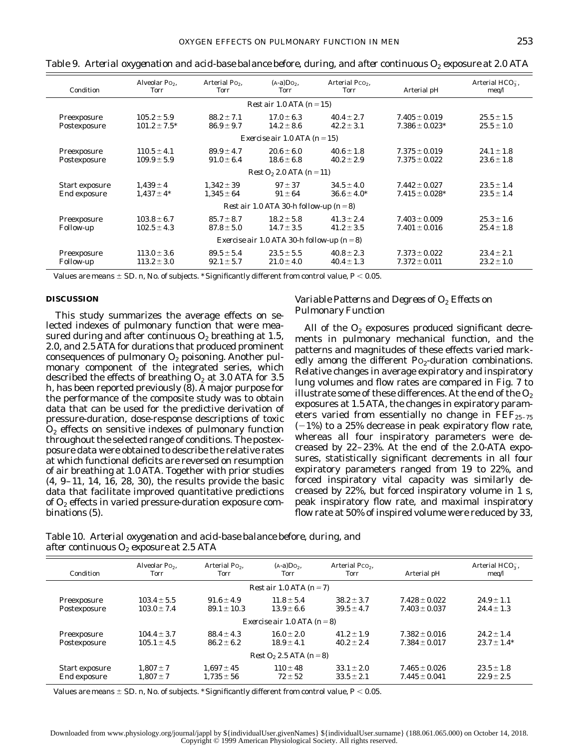Table 9. *Arterial oxygenation and acid-base balance before, during, and after continuous $O_2$ exposure at 2.0 ATA*

| Condition | Alveolar $P_{O_2}$, Torr | Arterial $P_{O_2}$, Torr | $(A\text{-}a)D_{O_2}$, Torr | Arterial $P_{CO_2}$, Torr | Arterial pH | Arterial $HCO_3^-$, meq/l |
|---|---|---|---|---|---|---|
| *Rest air 1.0 ATA (n = 15)* | | | | | | |
| Preexposure | 105.2 ± 5.9 | 88.2 ± 7.1 | 17.0 ± 6.3 | 40.4 ± 2.7 | 7.405 ± 0.019 | 25.5 ± 1.5 |
| Postexposure | 101.2 ± 7.5* | 86.9 ± 9.7 | 14.2 ± 8.6 | 42.2 ± 3.1 | 7.386 ± 0.023* | 25.5 ± 1.0 |
| *Exercise air 1.0 ATA (n = 15)* | | | | | | |
| Preexposure | 110.5 ± 4.1 | 89.9 ± 4.7 | 20.6 ± 6.0 | 40.6 ± 1.8 | 7.375 ± 0.019 | 24.1 ± 1.8 |
| Postexposure | 109.9 ± 5.9 | 91.0 ± 6.4 | 18.6 ± 6.8 | 40.2 ± 2.9 | 7.375 ± 0.022 | 23.6 ± 1.8 |
| *Rest $O_2$ 2.0 ATA (n = 11)* | | | | | | |
| Start exposure | 1,439 ± 4 | 1,342 ± 39 | 97 ± 37 | 34.5 ± 4.0 | 7.442 ± 0.027 | 23.5 ± 1.4 |
| End exposure | 1,437 ± 4* | 1,345 ± 64 | 91 ± 64 | 36.6 ± 4.0* | 7.415 ± 0.028* | 23.5 ± 1.4 |
| *Rest air 1.0 ATA 30-h follow-up (n = 8)* | | | | | | |
| Preexposure | 103.8 ± 6.7 | 85.7 ± 8.7 | 18.2 ± 5.8 | 41.3 ± 2.4 | 7.403 ± 0.009 | 25.3 ± 1.6 |
| Follow-up | 102.5 ± 4.3 | 87.8 ± 5.0 | 14.7 ± 3.5 | 41.2 ± 3.5 | 7.401 ± 0.016 | 25.4 ± 1.8 |
| *Exercise air 1.0 ATA 30-h follow-up (n = 8)* | | | | | | |
| Preexposure | 113.0 ± 3.6 | 89.5 ± 5.4 | 23.5 ± 5.5 | 40.8 ± 2.3 | 7.373 ± 0.022 | 23.4 ± 2.1 |
| Follow-up | 113.2 ± 3.0 | 92.1 ± 5.7 | 21.0 ± 4.0 | 40.4 ± 1.3 | 7.372 ± 0.011 | 23.2 ± 1.0 |

Values are means ± SD. n, No. of subjects. * Significantly different from control value, $P < 0.05$.

## DISCUSSION

This study summarizes the average effects on selected indexes of pulmonary function that were measured during and after continuous $O_2$ breathing at 1.5, 2.0, and 2.5 ATA for durations that produced prominent consequences of pulmonary $O_2$ poisoning. Another pulmonary component of the integrated series, which described the effects of breathing $O_2$ at 3.0 ATA for 3.5 h, has been reported previously (8). A major purpose for the performance of the composite study was to obtain data that can be used for the predictive derivation of pressure-duration, dose-response descriptions of toxic $O_2$ effects on sensitive indexes of pulmonary function throughout the selected range of conditions. The postexposure data were obtained to describe the relative rates at which functional deficits are reversed on resumption of air breathing at 1.0 ATA. Together with prior studies (4, 9–11, 14, 16, 28, 30), the results provide the basic data that facilitate improved quantitative predictions of $O_2$ effects in varied pressure-duration exposure combinations (5).

### *Variable Patterns and Degrees of $O_2$ Effects on Pulmonary Function*

All of the $O_2$ exposures produced significant decrements in pulmonary mechanical function, and the patterns and magnitudes of these effects varied markedly among the different $P_{O_2}$-duration combinations. Relative changes in average expiratory and inspiratory lung volumes and flow rates are compared in Fig. 7 to illustrate some of these differences. At the end of the $O_2$ exposures at 1.5 ATA, the changes in expiratory parameters varied from essentially no change in $FEF_{25-75}$ (−1%) to a 25% decrease in peak expiratory flow rate, whereas all four inspiratory parameters were decreased by 22–23%. At the end of the 2.0-ATA exposures, statistically significant decrements in all four expiratory parameters ranged from 19 to 22%, and forced inspiratory vital capacity was similarly decreased by 22%, but forced inspiratory volume in 1 s, peak inspiratory flow rate, and maximal inspiratory flow rate at 50% of inspired volume were reduced by 33,

Table 10. *Arterial oxygenation and acid-base balance before, during, and after continuous $O_2$ exposure at 2.5 ATA*

| Condition | Alveolar $P_{O_2}$, Torr | Arterial $P_{O_2}$, Torr | $(A\text{-}a)D_{O_2}$, Torr | Arterial $P_{CO_2}$, Torr | Arterial pH | Arterial $HCO_3^-$, meq/l |
|---|---|---|---|---|---|---|
| *Rest air 1.0 ATA (n = 7)* | | | | | | |
| Preexposure | 103.4 ± 5.5 | 91.6 ± 4.9 | 11.8 ± 5.4 | 38.2 ± 3.7 | 7.428 ± 0.022 | 24.9 ± 1.1 |
| Postexposure | 103.0 ± 7.4 | 89.1 ± 10.3 | 13.9 ± 6.6 | 39.5 ± 4.7 | 7.403 ± 0.037 | 24.4 ± 1.3 |
| *Exercise air 1.0 ATA (n = 8)* | | | | | | |
| Preexposure | 104.4 ± 3.7 | 88.4 ± 4.3 | 16.0 ± 2.0 | 41.2 ± 1.9 | 7.382 ± 0.016 | 24.2 ± 1.4 |
| Postexposure | 105.1 ± 4.5 | 86.2 ± 6.2 | 18.9 ± 4.1 | 40.2 ± 2.4 | 7.384 ± 0.017 | 23.7 ± 1.4* |
| *Rest $O_2$ 2.5 ATA (n = 8)* | | | | | | |
| Start exposure | 1,807 ± 7 | 1,697 ± 45 | 110 ± 48 | 33.1 ± 2.0 | 7.465 ± 0.026 | 23.5 ± 1.8 |
| End exposure | 1,807 ± 7 | 1,735 ± 56 | 72 ± 52 | 33.5 ± 2.1 | 7.445 ± 0.041 | 22.9 ± 2.5 |

Values are means ± SD. n, No. of subjects. * Significantly different from control value, $P < 0.05$.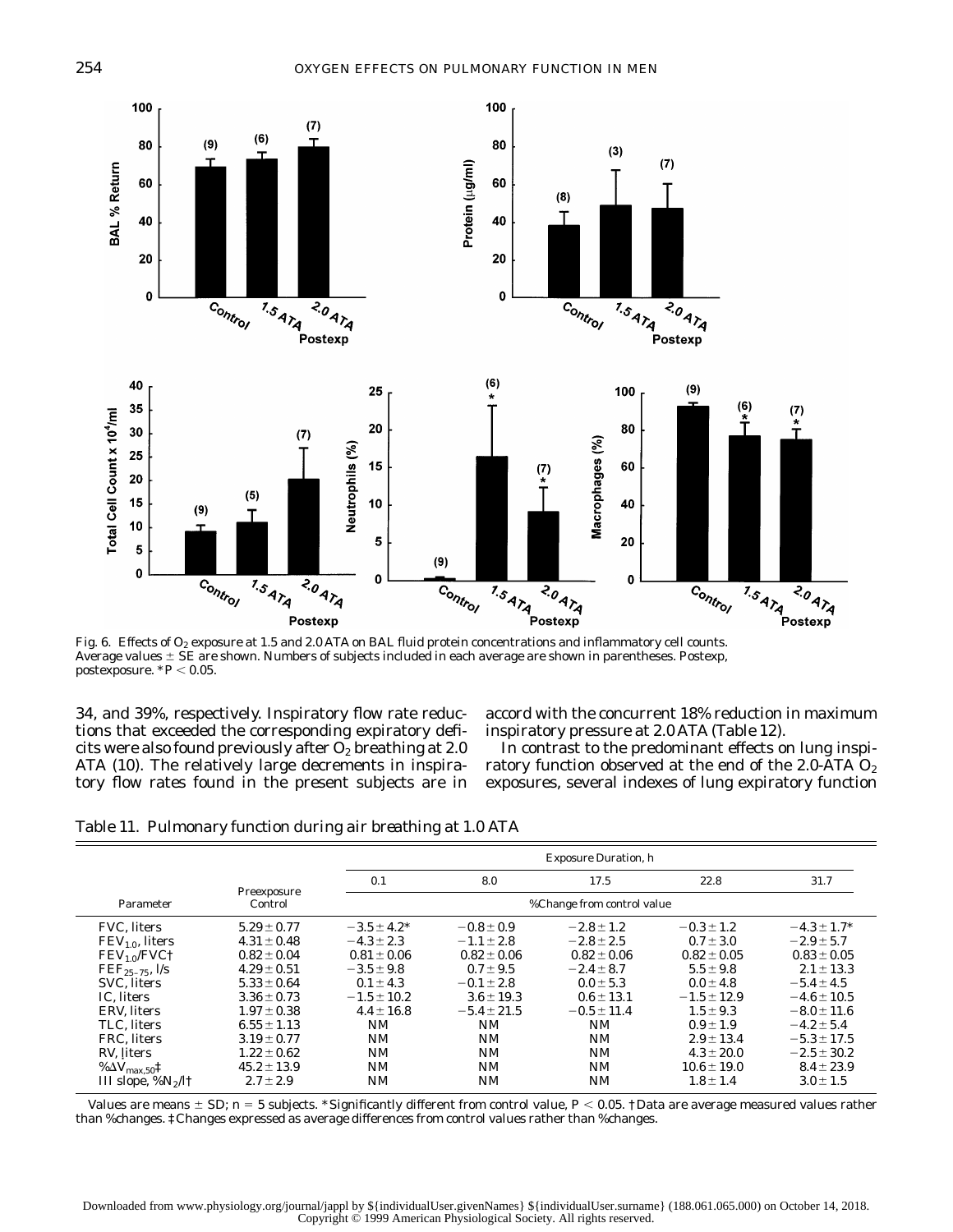Fig. 6. Effects of $O_2$ exposure at 1.5 and 2.0 ATA on BAL fluid protein concentrations and inflammatory cell counts. Average values ± SE are shown. Numbers of subjects included in each average are shown in parentheses. Postexp, postexposure. * $P < 0.05$.

34, and 39%, respectively. Inspiratory flow rate reductions that exceeded the corresponding expiratory deficits were also found previously after $O_2$ breathing at 2.0 ATA (10). The relatively large decrements in inspiratory flow rates found in the present subjects are in accord with the concurrent 18% reduction in maximum inspiratory pressure at 2.0 ATA (Table 12).

In contrast to the predominant effects on lung inspiratory function observed at the end of the 2.0-ATA $O_2$ exposures, several indexes of lung expiratory function

Table 11. *Pulmonary function during air breathing at 1.0 ATA*

| Parameter | Preexposure Control | Exposure Duration, h | | | | |
|---|---|---|---|---|---|---|
| | | 0.1 | 8.0 | 17.5 | 22.8 | 31.7 |
| | | %Change from control value | | | | |
| FVC, liters | 5.29 ± 0.77 | −3.5 ± 4.2* | −0.8 ± 0.9 | −2.8 ± 1.2 | −0.3 ± 1.2 | −4.3 ± 1.7* |
| $FEV_{1.0}$, liters | 4.31 ± 0.48 | −4.3 ± 2.3 | −1.1 ± 2.8 | −2.8 ± 2.5 | 0.7 ± 3.0 | −2.9 ± 5.7 |
| $FEV_{1.0}$/FVC† | 0.82 ± 0.04 | 0.81 ± 0.06 | 0.82 ± 0.06 | 0.82 ± 0.06 | 0.82 ± 0.05 | 0.83 ± 0.05 |
| $FEF_{25-75}$, l/s | 4.29 ± 0.51 | −3.5 ± 9.8 | 0.7 ± 9.5 | −2.4 ± 8.7 | 5.5 ± 9.8 | 2.1 ± 13.3 |
| SVC, liters | 5.33 ± 0.64 | 0.1 ± 4.3 | −0.1 ± 2.8 | 0.0 ± 5.3 | 0.0 ± 4.8 | −5.4 ± 4.5 |
| IC, liters | 3.36 ± 0.73 | −1.5 ± 10.2 | 3.6 ± 19.3 | 0.6 ± 13.1 | −1.5 ± 12.9 | −4.6 ± 10.5 |
| ERV, liters | 1.97 ± 0.38 | 4.4 ± 16.8 | −5.4 ± 21.5 | −0.5 ± 11.4 | 1.5 ± 9.3 | −8.0 ± 11.6 |
| TLC, liters | 6.55 ± 1.13 | NM | NM | NM | 0.9 ± 1.9 | −4.2 ± 5.4 |
| FRC, liters | 3.19 ± 0.77 | NM | NM | NM | 2.9 ± 13.4 | −5.3 ± 17.5 |
| RV, liters | 1.22 ± 0.62 | NM | NM | NM | 4.3 ± 20.0 | −2.5 ± 30.2 |
| $\%\Delta\dot{V}_{max,50}$‡ | 45.2 ± 13.9 | NM | NM | NM | 10.6 ± 19.0 | 8.4 ± 23.9 |
| III slope, $\%N_2$/l† | 2.7 ± 2.9 | NM | NM | NM | 1.8 ± 1.4 | 3.0 ± 1.5 |

Values are means ± SD; $n = 5$ subjects. *Significantly different from control value, $P < 0.05$. †Data are average measured values rather than %changes. ‡Changes expressed as average differences from control values rather than %changes.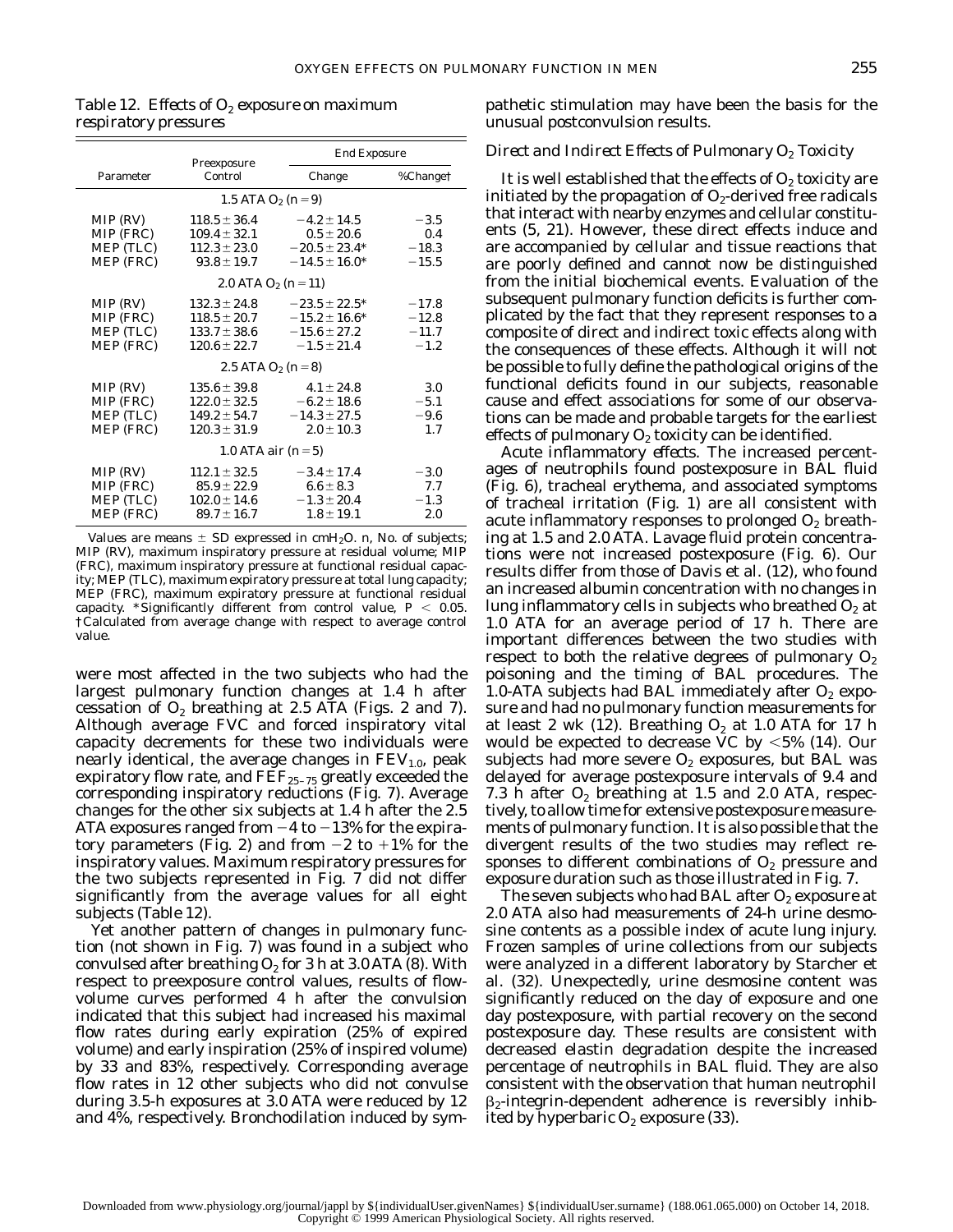Table 12. *Effects of $O_2$ exposure on maximum respiratory pressures*

| Parameter | Preexposure Control | End Exposure | |
|---|---|---|---|
| | | Change | %Change† |
| **1.5 ATA $O_2$ (n = 9)** | | | |
| MIP (RV) | 118.5 ± 36.4 | −4.2 ± 14.5 | −3.5 |
| MIP (FRC) | 109.4 ± 32.1 | 0.5 ± 20.6 | 0.4 |
| MEP (TLC) | 112.3 ± 23.0 | −20.5 ± 23.4* | −18.3 |
| MEP (FRC) | 93.8 ± 19.7 | −14.5 ± 16.0* | −15.5 |
| **2.0 ATA $O_2$ (n = 11)** | | | |
| MIP (RV) | 132.3 ± 24.8 | −23.5 ± 22.5* | −17.8 |
| MIP (FRC) | 118.5 ± 20.7 | −15.2 ± 16.6* | −12.8 |
| MEP (TLC) | 133.7 ± 38.6 | −15.6 ± 27.2 | −11.7 |
| MEP (FRC) | 120.6 ± 22.7 | −1.5 ± 21.4 | −1.2 |
| **2.5 ATA $O_2$ (n = 8)** | | | |
| MIP (RV) | 135.6 ± 39.8 | 4.1 ± 24.8 | 3.0 |
| MIP (FRC) | 122.0 ± 32.5 | −6.2 ± 18.6 | −5.1 |
| MEP (TLC) | 149.2 ± 54.7 | −14.3 ± 27.5 | −9.6 |
| MEP (FRC) | 120.3 ± 31.9 | 2.0 ± 10.3 | 1.7 |
| **1.0 ATA air (n = 5)** | | | |
| MIP (RV) | 112.1 ± 32.5 | −3.4 ± 17.4 | −3.0 |
| MIP (FRC) | 85.9 ± 22.9 | 6.6 ± 8.3 | 7.7 |
| MEP (TLC) | 102.0 ± 14.6 | −1.3 ± 20.4 | −1.3 |
| MEP (FRC) | 89.7 ± 16.7 | 1.8 ± 19.1 | 2.0 |

Values are means ± SD expressed in $cmH_2O$. n, No. of subjects; MIP (RV), maximum inspiratory pressure at residual volume; MIP (FRC), maximum inspiratory pressure at functional residual capacity; MEP (TLC), maximum expiratory pressure at total lung capacity; MEP (FRC), maximum expiratory pressure at functional residual capacity. *Significantly different from control value, $P < 0.05$. †Calculated from average change with respect to average control value.

were most affected in the two subjects who had the largest pulmonary function changes at 1.4 h after cessation of $O_2$ breathing at 2.5 ATA (Figs. 2 and 7). Although average FVC and forced inspiratory vital capacity decrements for these two individuals were nearly identical, the average changes in $FEV_{1.0}$, peak expiratory flow rate, and $FEF_{25-75}$ greatly exceeded the corresponding inspiratory reductions (Fig. 7). Average changes for the other six subjects at 1.4 h after the 2.5 ATA exposures ranged from −4 to −13% for the expiratory parameters (Fig. 2) and from −2 to +1% for the inspiratory values. Maximum respiratory pressures for the two subjects represented in Fig. 7 did not differ significantly from the average values for all eight subjects (Table 12).

Yet another pattern of changes in pulmonary function (not shown in Fig. 7) was found in a subject who convulsed after breathing $O_2$ for 3 h at 3.0 ATA (8). With respect to preexposure control values, results of flow-volume curves performed 4 h after the convulsion indicated that this subject had increased his maximal flow rates during early expiration (25% of expired volume) and early inspiration (25% of inspired volume) by 33 and 83%, respectively. Corresponding average flow rates in 12 other subjects who did not convulse during 3.5-h exposures at 3.0 ATA were reduced by 12 and 4%, respectively. Bronchodilation induced by sympathetic stimulation may have been the basis for the unusual postconvulsion results.

### *Direct and Indirect Effects of Pulmonary $O_2$ Toxicity*

It is well established that the effects of $O_2$ toxicity are initiated by the propagation of $O_2$-derived free radicals that interact with nearby enzymes and cellular constituents (5, 21). However, these direct effects induce and are accompanied by cellular and tissue reactions that are poorly defined and cannot now be distinguished from the initial biochemical events. Evaluation of the subsequent pulmonary function deficits is further complicated by the fact that they represent responses to a composite of direct and indirect toxic effects along with the consequences of these effects. Although it will not be possible to fully define the pathological origins of the functional deficits found in our subjects, reasonable cause and effect associations for some of our observations can be made and probable targets for the earliest effects of pulmonary $O_2$ toxicity can be identified.

*Acute inflammatory effects.* The increased percentages of neutrophils found postexposure in BAL fluid (Fig. 6), tracheal erythema, and associated symptoms of tracheal irritation (Fig. 1) are all consistent with acute inflammatory responses to prolonged $O_2$ breathing at 1.5 and 2.0 ATA. Lavage fluid protein concentrations were not increased postexposure (Fig. 6). Our results differ from those of Davis et al. (12), who found an increased albumin concentration with no changes in lung inflammatory cells in subjects who breathed $O_2$ at 1.0 ATA for an average period of 17 h. There are important differences between the two studies with respect to both the relative degrees of pulmonary $O_2$ poisoning and the timing of BAL procedures. The 1.0-ATA subjects had BAL immediately after $O_2$ exposure and had no pulmonary function measurements for at least 2 wk (12). Breathing $O_2$ at 1.0 ATA for 17 h would be expected to decrease VC by <5% (14). Our subjects had more severe $O_2$ exposures, but BAL was delayed for average postexposure intervals of 9.4 and 7.3 h after $O_2$ breathing at 1.5 and 2.0 ATA, respectively, to allow time for extensive postexposure measurements of pulmonary function. It is also possible that the divergent results of the two studies may reflect responses to different combinations of $O_2$ pressure and exposure duration such as those illustrated in Fig. 7.

The seven subjects who had BAL after $O_2$ exposure at 2.0 ATA also had measurements of 24-h urine desmosine contents as a possible index of acute lung injury. Frozen samples of urine collections from our subjects were analyzed in a different laboratory by Starcher et al. (32). Unexpectedly, urine desmosine content was significantly reduced on the day of exposure and one day postexposure, with partial recovery on the second postexposure day. These results are consistent with decreased elastin degradation despite the increased percentage of neutrophils in BAL fluid. They are also consistent with the observation that human neutrophil $\beta_2$-integrin-dependent adherence is reversibly inhibited by hyperbaric $O_2$ exposure (33).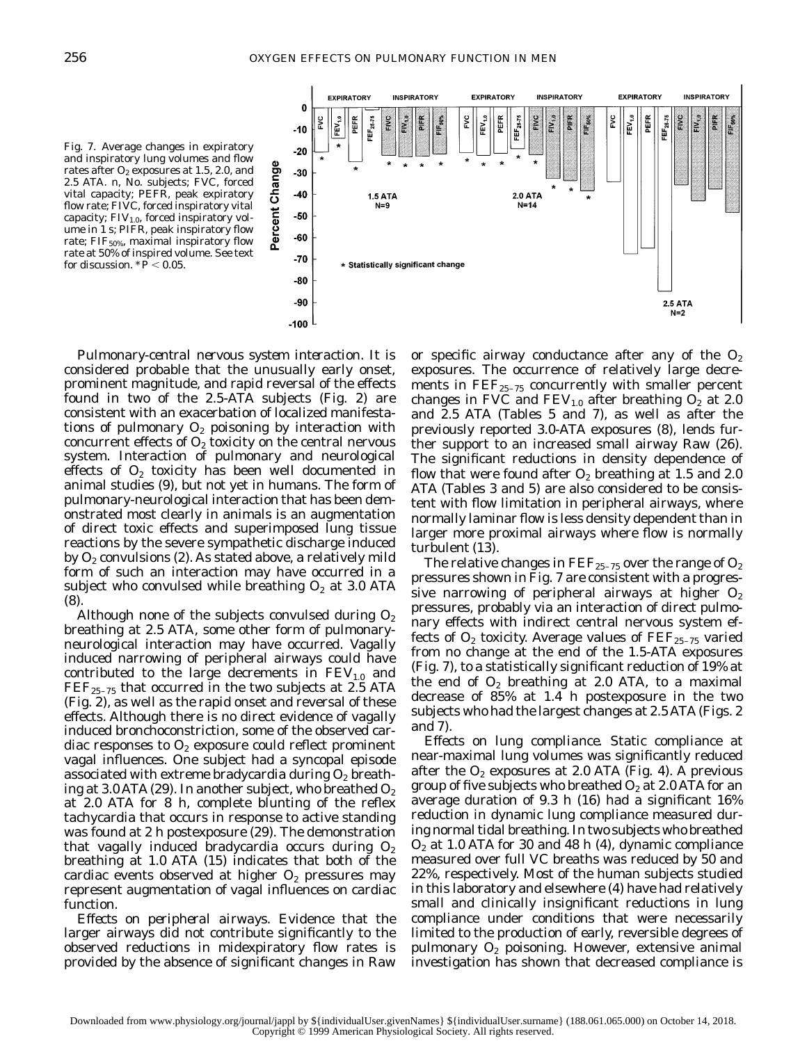Fig. 7. Average changes in expiratory and inspiratory lung volumes and flow rates after $O_2$ exposures at 1.5, 2.0, and 2.5 ATA. n, No. subjects; FVC, forced vital capacity; PEFR, peak expiratory flow rate; FIVC, forced inspiratory vital capacity; $FIV_{1.0}$, forced inspiratory volume in 1 s; PIFR, peak inspiratory flow rate; $FIF_{50\%}$, maximal inspiratory flow rate at 50% of inspired volume. See text for discussion. $*P < 0.05$.

*Pulmonary-central nervous system interaction.* It is considered probable that the unusually early onset, prominent magnitude, and rapid reversal of the effects found in two of the 2.5-ATA subjects (Fig. 2) are consistent with an exacerbation of localized manifestations of pulmonary $O_2$ poisoning by interaction with concurrent effects of $O_2$ toxicity on the central nervous system. Interaction of pulmonary and neurological effects of $O_2$ toxicity has been well documented in animal studies (9), but not yet in humans. The form of pulmonary-neurological interaction that has been demonstrated most clearly in animals is an augmentation of direct toxic effects and superimposed lung tissue reactions by the severe sympathetic discharge induced by $O_2$ convulsions (2). As stated above, a relatively mild form of such an interaction may have occurred in a subject who convulsed while breathing $O_2$ at 3.0 ATA (8).

Although none of the subjects convulsed during $O_2$ breathing at 2.5 ATA, some other form of pulmonary-neurological interaction may have occurred. Vagally induced narrowing of peripheral airways could have contributed to the large decrements in $FEV_{1.0}$ and $FEF_{25-75}$ that occurred in the two subjects at 2.5 ATA (Fig. 2), as well as the rapid onset and reversal of these effects. Although there is no direct evidence of vagally induced bronchoconstriction, some of the observed cardiac responses to $O_2$ exposure could reflect prominent vagal influences. One subject had a syncopal episode associated with extreme bradycardia during $O_2$ breathing at 3.0 ATA (29). In another subject, who breathed $O_2$ at 2.0 ATA for 8 h, complete blunting of the reflex tachycardia that occurs in response to active standing was found at 2 h postexposure (29). The demonstration that vagally induced bradycardia occurs during $O_2$ breathing at 1.0 ATA (15) indicates that both of the cardiac events observed at higher $O_2$ pressures may represent augmentation of vagal influences on cardiac function.

*Effects on peripheral airways.* Evidence that the larger airways did not contribute significantly to the observed reductions in midexpiratory flow rates is provided by the absence of significant changes in Raw or specific airway conductance after any of the $O_2$ exposures. The occurrence of relatively large decrements in $FEF_{25-75}$ concurrently with smaller percent changes in FVC and $FEV_{1.0}$ after breathing $O_2$ at 2.0 and 2.5 ATA (Tables 5 and 7), as well as after the previously reported 3.0-ATA exposures (8), lends further support to an increased small airway Raw (26). The significant reductions in density dependence of flow that were found after $O_2$ breathing at 1.5 and 2.0 ATA (Tables 3 and 5) are also considered to be consistent with flow limitation in peripheral airways, where normally laminar flow is less density dependent than in larger more proximal airways where flow is normally turbulent (13).

The relative changes in $FEF_{25-75}$ over the range of $O_2$ pressures shown in Fig. 7 are consistent with a progressive narrowing of peripheral airways at higher $O_2$ pressures, probably via an interaction of direct pulmonary effects with indirect central nervous system effects of $O_2$ toxicity. Average values of $FEF_{25-75}$ varied from no change at the end of the 1.5-ATA exposures (Fig. 7), to a statistically significant reduction of 19% at the end of $O_2$ breathing at 2.0 ATA, to a maximal decrease of 85% at 1.4 h postexposure in the two subjects who had the largest changes at 2.5 ATA (Figs. 2 and 7).

*Effects on lung compliance.* Static compliance at near-maximal lung volumes was significantly reduced after the $O_2$ exposures at 2.0 ATA (Fig. 4). A previous group of five subjects who breathed $O_2$ at 2.0 ATA for an average duration of 9.3 h (16) had a significant 16% reduction in dynamic lung compliance measured during normal tidal breathing. In two subjects who breathed $O_2$ at 1.0 ATA for 30 and 48 h (4), dynamic compliance measured over full VC breaths was reduced by 50 and 22%, respectively. Most of the human subjects studied in this laboratory and elsewhere (4) have had relatively small and clinically insignificant reductions in lung compliance under conditions that were necessarily limited to the production of early, reversible degrees of pulmonary $O_2$ poisoning. However, extensive animal investigation has shown that decreased compliance is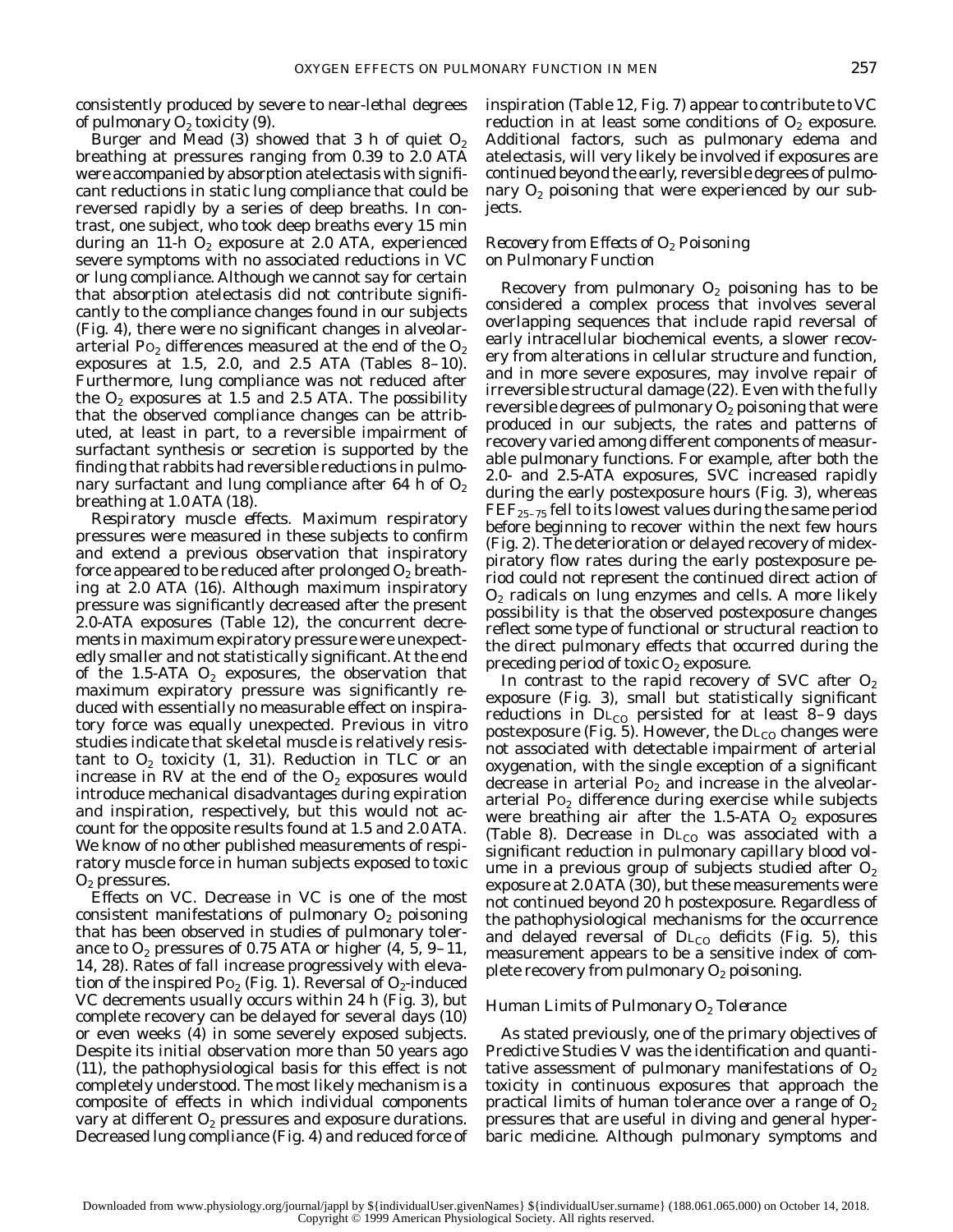consistently produced by severe to near-lethal degrees of pulmonary $O_2$ toxicity (9).

Burger and Mead (3) showed that 3 h of quiet $O_2$ breathing at pressures ranging from 0.39 to 2.0 ATA were accompanied by absorption atelectasis with significant reductions in static lung compliance that could be reversed rapidly by a series of deep breaths. In contrast, one subject, who took deep breaths every 15 min during an 11-h $O_2$ exposure at 2.0 ATA, experienced severe symptoms with no associated reductions in VC or lung compliance. Although we cannot say for certain that absorption atelectasis did not contribute significantly to the compliance changes found in our subjects (Fig. 4), there were no significant changes in alveolar-arterial $P_{O_2}$ differences measured at the end of the $O_2$ exposures at 1.5, 2.0, and 2.5 ATA (Tables 8–10). Furthermore, lung compliance was not reduced after the $O_2$ exposures at 1.5 and 2.5 ATA. The possibility that the observed compliance changes can be attributed, at least in part, to a reversible impairment of surfactant synthesis or secretion is supported by the finding that rabbits had reversible reductions in pulmonary surfactant and lung compliance after 64 h of $O_2$ breathing at 1.0 ATA (18).

*Respiratory muscle effects.* Maximum respiratory pressures were measured in these subjects to confirm and extend a previous observation that inspiratory force appeared to be reduced after prolonged $O_2$ breathing at 2.0 ATA (16). Although maximum inspiratory pressure was significantly decreased after the present 2.0-ATA exposures (Table 12), the concurrent decrements in maximum expiratory pressure were unexpectedly smaller and not statistically significant. At the end of the 1.5-ATA $O_2$ exposures, the observation that maximum expiratory pressure was significantly reduced with essentially no measurable effect on inspiratory force was equally unexpected. Previous in vitro studies indicate that skeletal muscle is relatively resistant to $O_2$ toxicity (1, 31). Reduction in TLC or an increase in RV at the end of the $O_2$ exposures would introduce mechanical disadvantages during expiration and inspiration, respectively, but this would not account for the opposite results found at 1.5 and 2.0 ATA. We know of no other published measurements of respiratory muscle force in human subjects exposed to toxic $O_2$ pressures.

*Effects on VC.* Decrease in VC is one of the most consistent manifestations of pulmonary $O_2$ poisoning that has been observed in studies of pulmonary tolerance to $O_2$ pressures of 0.75 ATA or higher (4, 5, 9–11, 14, 28). Rates of fall increase progressively with elevation of the inspired $P_{O_2}$ (Fig. 1). Reversal of $O_2$-induced VC decrements usually occurs within 24 h (Fig. 3), but complete recovery can be delayed for several days (10) or even weeks (4) in some severely exposed subjects. Despite its initial observation more than 50 years ago (11), the pathophysiological basis for this effect is not completely understood. The most likely mechanism is a composite of effects in which individual components vary at different $O_2$ pressures and exposure durations. Decreased lung compliance (Fig. 4) and reduced force of inspiration (Table 12, Fig. 7) appear to contribute to VC reduction in at least some conditions of $O_2$ exposure. Additional factors, such as pulmonary edema and atelectasis, will very likely be involved if exposures are continued beyond the early, reversible degrees of pulmonary $O_2$ poisoning that were experienced by our subjects.

## *Recovery from Effects of $O_2$ Poisoning on Pulmonary Function*

Recovery from pulmonary $O_2$ poisoning has to be considered a complex process that involves several overlapping sequences that include rapid reversal of early intracellular biochemical events, a slower recovery from alterations in cellular structure and function, and in more severe exposures, may involve repair of irreversible structural damage (22). Even with the fully reversible degrees of pulmonary $O_2$ poisoning that were produced in our subjects, the rates and patterns of recovery varied among different components of measurable pulmonary functions. For example, after both the 2.0- and 2.5-ATA exposures, SVC increased rapidly during the early postexposure hours (Fig. 3), whereas $FEF_{25-75}$ fell to its lowest values during the same period before beginning to recover within the next few hours (Fig. 2). The deterioration or delayed recovery of midexpiratory flow rates during the early postexposure period could not represent the continued direct action of $O_2$ radicals on lung enzymes and cells. A more likely possibility is that the observed postexposure changes reflect some type of functional or structural reaction to the direct pulmonary effects that occurred during the preceding period of toxic $O_2$ exposure.

In contrast to the rapid recovery of SVC after $O_2$ exposure (Fig. 3), small but statistically significant reductions in $D_{L_{CO}}$ persisted for at least 8–9 days postexposure (Fig. 5). However, the $D_{L_{CO}}$ changes were not associated with detectable impairment of arterial oxygenation, with the single exception of a significant decrease in arterial $P_{O_2}$ and increase in the alveolar-arterial $P_{O_2}$ difference during exercise while subjects were breathing air after the 1.5-ATA $O_2$ exposures (Table 8). Decrease in $D_{L_{CO}}$ was associated with a significant reduction in pulmonary capillary blood volume in a previous group of subjects studied after $O_2$ exposure at 2.0 ATA (30), but these measurements were not continued beyond 20 h postexposure. Regardless of the pathophysiological mechanisms for the occurrence and delayed reversal of $D_{L_{CO}}$ deficits (Fig. 5), this measurement appears to be a sensitive index of complete recovery from pulmonary $O_2$ poisoning.

## *Human Limits of Pulmonary $O_2$ Tolerance*

As stated previously, one of the primary objectives of Predictive Studies V was the identification and quantitative assessment of pulmonary manifestations of $O_2$ toxicity in continuous exposures that approach the practical limits of human tolerance over a range of $O_2$ pressures that are useful in diving and general hyperbaric medicine. Although pulmonary symptoms and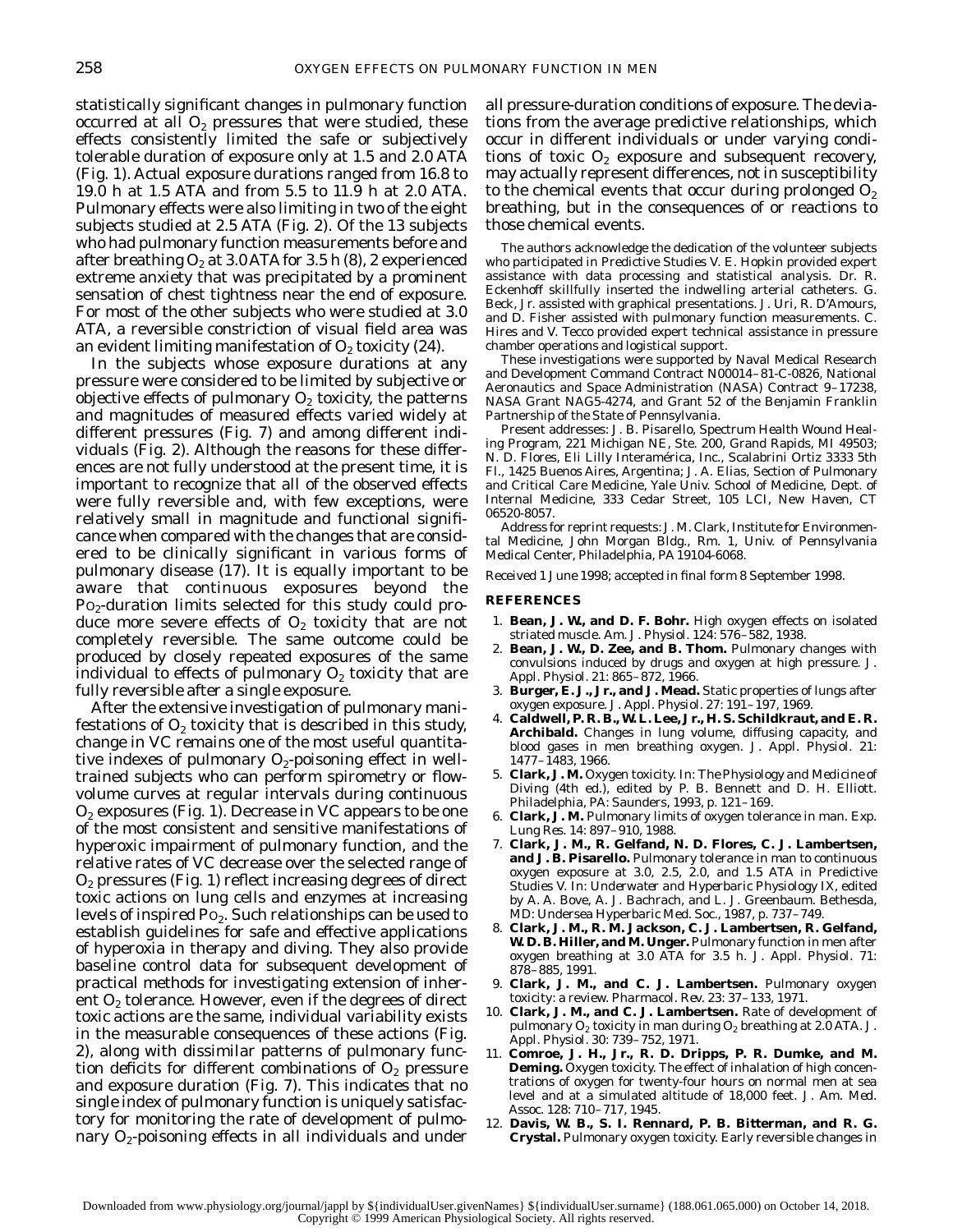statistically significant changes in pulmonary function occurred at all $O_2$ pressures that were studied, these effects consistently limited the safe or subjectively tolerable duration of exposure only at 1.5 and 2.0 ATA (Fig. 1). Actual exposure durations ranged from 16.8 to 19.0 h at 1.5 ATA and from 5.5 to 11.9 h at 2.0 ATA. Pulmonary effects were also limiting in two of the eight subjects studied at 2.5 ATA (Fig. 2). Of the 13 subjects who had pulmonary function measurements before and after breathing $O_2$ at 3.0 ATA for 3.5 h (8), 2 experienced extreme anxiety that was precipitated by a prominent sensation of chest tightness near the end of exposure. For most of the other subjects who were studied at 3.0 ATA, a reversible constriction of visual field area was an evident limiting manifestation of $O_2$ toxicity (24).

In the subjects whose exposure durations at any pressure were considered to be limited by subjective or objective effects of pulmonary $O_2$ toxicity, the patterns and magnitudes of measured effects varied widely at different pressures (Fig. 7) and among different individuals (Fig. 2). Although the reasons for these differences are not fully understood at the present time, it is important to recognize that all of the observed effects were fully reversible and, with few exceptions, were relatively small in magnitude and functional significance when compared with the changes that are considered to be clinically significant in various forms of pulmonary disease (17). It is equally important to be aware that continuous exposures beyond the $P_{O_2}$-duration limits selected for this study could produce more severe effects of $O_2$ toxicity that are not completely reversible. The same outcome could be produced by closely repeated exposures of the same individual to effects of pulmonary $O_2$ toxicity that are fully reversible after a single exposure.

After the extensive investigation of pulmonary manifestations of $O_2$ toxicity that is described in this study, change in VC remains one of the most useful quantitative indexes of pulmonary $O_2$-poisoning effect in well-trained subjects who can perform spirometry or flow-volume curves at regular intervals during continuous $O_2$ exposures (Fig. 1). Decrease in VC appears to be one of the most consistent and sensitive manifestations of hyperoxic impairment of pulmonary function, and the relative rates of VC decrease over the selected range of $O_2$ pressures (Fig. 1) reflect increasing degrees of direct toxic actions on lung cells and enzymes at increasing levels of inspired $P_{O_2}$. Such relationships can be used to establish guidelines for safe and effective applications of hyperoxia in therapy and diving. They also provide baseline control data for subsequent development of practical methods for investigating extension of inherent $O_2$ tolerance. However, even if the degrees of direct toxic actions are the same, individual variability exists in the measurable consequences of these actions (Fig. 2), along with dissimilar patterns of pulmonary function deficits for different combinations of $O_2$ pressure and exposure duration (Fig. 7). This indicates that no single index of pulmonary function is uniquely satisfactory for monitoring the rate of development of pulmonary $O_2$-poisoning effects in all individuals and under all pressure-duration conditions of exposure. The deviations from the average predictive relationships, which occur in different individuals or under varying conditions of toxic $O_2$ exposure and subsequent recovery, may actually represent differences, not in susceptibility to the chemical events that occur during prolonged $O_2$ breathing, but in the consequences of or reactions to those chemical events.

The authors acknowledge the dedication of the volunteer subjects who participated in Predictive Studies V. E. Hopkin provided expert assistance with data processing and statistical analysis. Dr. R. Eckenhoff skillfully inserted the indwelling arterial catheters. G. Beck, Jr. assisted with graphical presentations. J. Uri, R. D'Amours, and D. Fisher assisted with pulmonary function measurements. C. Hires and V. Tecco provided expert technical assistance in pressure chamber operations and logistical support.

These investigations were supported by Naval Medical Research and Development Command Contract N00014–81-C-0826, National Aeronautics and Space Administration (NASA) Contract 9–17238, NASA Grant NAG5-4274, and Grant 52 of the Benjamin Franklin Partnership of the State of Pennsylvania.

Present addresses: J. B. Pisarello, Spectrum Health Wound Healing Program, 221 Michigan NE, Ste. 200, Grand Rapids, MI 49503; N. D. Flores, Eli Lilly Interamérica, Inc., Scalabrini Ortiz 3333 5th Fl., 1425 Buenos Aires, Argentina; J. A. Elias, Section of Pulmonary and Critical Care Medicine, Yale Univ. School of Medicine, Dept. of Internal Medicine, 333 Cedar Street, 105 LCI, New Haven, CT 06520-8057.

Address for reprint requests: J. M. Clark, Institute for Environmental Medicine, John Morgan Bldg., Rm. 1, Univ. of Pennsylvania Medical Center, Philadelphia, PA 19104-6068.

Received 1 June 1998; accepted in final form 8 September 1998.

## REFERENCES

1. **Bean, J. W., and D. F. Bohr.** High oxygen effects on isolated striated muscle. *Am. J. Physiol.* 124: 576–582, 1938.
2. **Bean, J. W., D. Zee, and B. Thom.** Pulmonary changes with convulsions induced by drugs and oxygen at high pressure. *J. Appl. Physiol.* 21: 865–872, 1966.
3. **Burger, E. J., Jr., and J. Mead.** Static properties of lungs after oxygen exposure. *J. Appl. Physiol.* 27: 191–197, 1969.
4. **Caldwell, P. R. B., W. L. Lee, Jr., H. S. Schildkraut, and E. R. Archibald.** Changes in lung volume, diffusing capacity, and blood gases in men breathing oxygen. *J. Appl. Physiol.* 21: 1477–1483, 1966.
5. **Clark, J. M.** Oxygen toxicity. In: *The Physiology and Medicine of Diving* (4th ed.), edited by P. B. Bennett and D. H. Elliott. Philadelphia, PA: Saunders, 1993, p. 121–169.
6. **Clark, J. M.** Pulmonary limits of oxygen tolerance in man. *Exp. Lung Res.* 14: 897–910, 1988.
7. **Clark, J. M., R. Gelfand, N. D. Flores, C. J. Lambertsen, and J. B. Pisarello.** Pulmonary tolerance in man to continuous oxygen exposure at 3.0, 2.5, 2.0, and 1.5 ATA in Predictive Studies V. In: *Underwater and Hyperbaric Physiology IX*, edited by A. A. Bove, A. J. Bachrach, and L. J. Greenbaum. Bethesda, MD: Undersea Hyperbaric Med. Soc., 1987, p. 737–749.
8. **Clark, J. M., R. M. Jackson, C. J. Lambertsen, R. Gelfand, W. D. B. Hiller, and M. Unger.** Pulmonary function in men after oxygen breathing at 3.0 ATA for 3.5 h. *J. Appl. Physiol.* 71: 878–885, 1991.
9. **Clark, J. M., and C. J. Lambertsen.** Pulmonary oxygen toxicity: a review. *Pharmacol. Rev.* 23: 37–133, 1971.
10. **Clark, J. M., and C. J. Lambertsen.** Rate of development of pulmonary $O_2$ toxicity in man during $O_2$ breathing at 2.0 ATA. *J. Appl. Physiol.* 30: 739–752, 1971.
11. **Comroe, J. H., Jr., R. D. Dripps, P. R. Dumke, and M. Deming.** Oxygen toxicity. The effect of inhalation of high concentrations of oxygen for twenty-four hours on normal men at sea level and at a simulated altitude of 18,000 feet. *J. Am. Med. Assoc.* 128: 710–717, 1945.
12. **Davis, W. B., S. I. Rennard, P. B. Bitterman, and R. G. Crystal.** Pulmonary oxygen toxicity. Early reversible changes in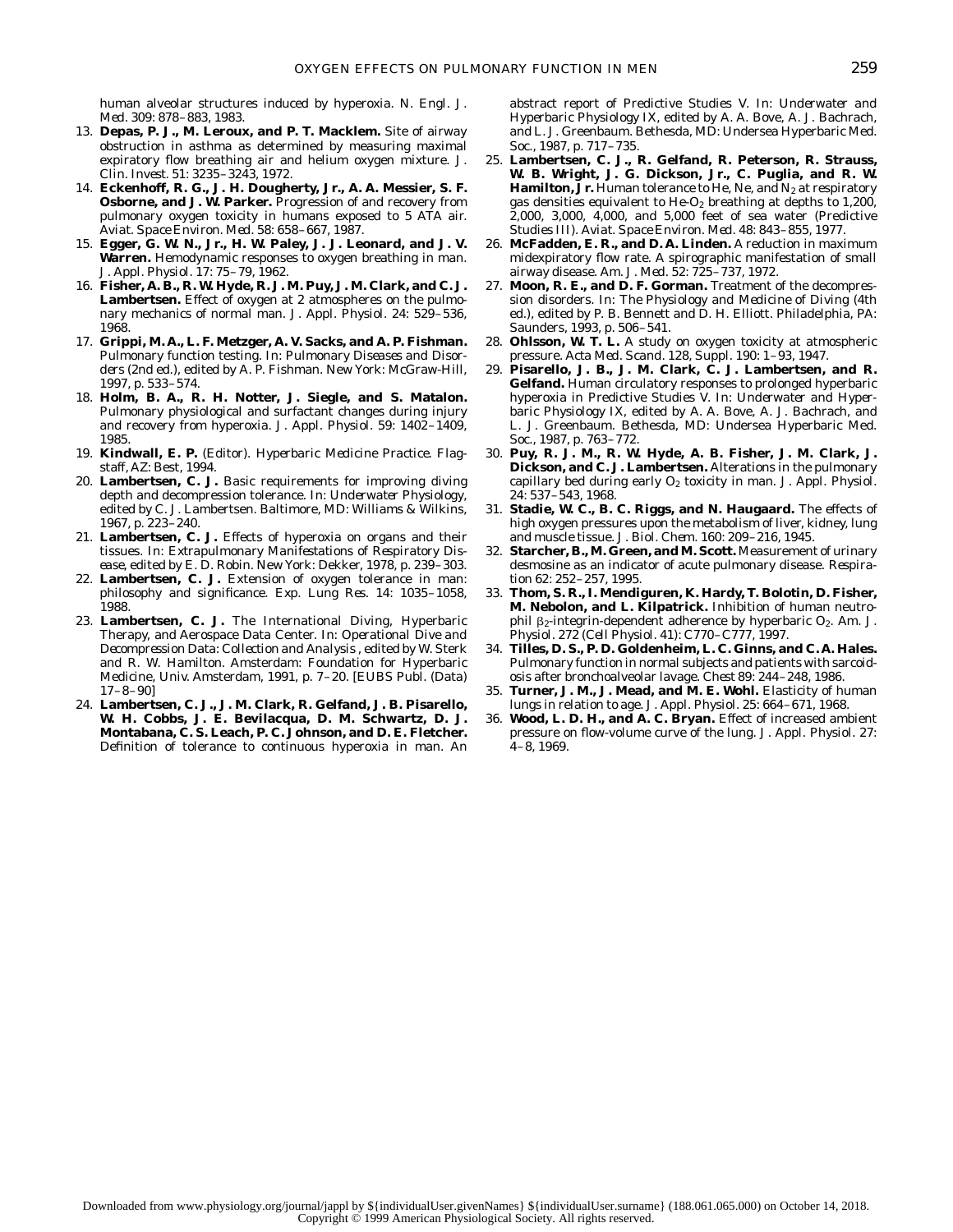human alveolar structures induced by hyperoxia. *N. Engl. J. Med.* 309: 878–883, 1983.

13. **Depas, P. J., M. Leroux, and P. T. Macklem.** Site of airway obstruction in asthma as determined by measuring maximal expiratory flow breathing air and helium oxygen mixture. *J. Clin. Invest.* 51: 3235–3243, 1972.
14. **Eckenhoff, R. G., J. H. Dougherty, Jr., A. A. Messier, S. F. Osborne, and J. W. Parker.** Progression of and recovery from pulmonary oxygen toxicity in humans exposed to 5 ATA air. *Aviat. Space Environ. Med.* 58: 658–667, 1987.
15. **Egger, G. W. N., Jr., H. W. Paley, J. J. Leonard, and J. V. Warren.** Hemodynamic responses to oxygen breathing in man. *J. Appl. Physiol.* 17: 75–79, 1962.
16. **Fisher, A. B., R. W. Hyde, R. J. M. Puy, J. M. Clark, and C. J. Lambertsen.** Effect of oxygen at 2 atmospheres on the pulmonary mechanics of normal man. *J. Appl. Physiol.* 24: 529–536, 1968.
17. **Grippi, M. A., L. F. Metzger, A. V. Sacks, and A. P. Fishman.** Pulmonary function testing. In: *Pulmonary Diseases and Disorders* (2nd ed.), edited by A. P. Fishman. New York: McGraw-Hill, 1997, p. 533–574.
18. **Holm, B. A., R. H. Notter, J. Siegle, and S. Matalon.** Pulmonary physiological and surfactant changes during injury and recovery from hyperoxia. *J. Appl. Physiol.* 59: 1402–1409, 1985.
19. **Kindwall, E. P.** (Editor). *Hyperbaric Medicine Practice.* Flagstaff, AZ: Best, 1994.
20. **Lambertsen, C. J.** Basic requirements for improving diving depth and decompression tolerance. In: *Underwater Physiology,* edited by C. J. Lambertsen. Baltimore, MD: Williams & Wilkins, 1967, p. 223–240.
21. **Lambertsen, C. J.** Effects of hyperoxia on organs and their tissues. In: *Extrapulmonary Manifestations of Respiratory Disease,* edited by E. D. Robin. New York: Dekker, 1978, p. 239–303.
22. **Lambertsen, C. J.** Extension of oxygen tolerance in man: philosophy and significance. *Exp. Lung Res.* 14: 1035–1058, 1988.
23. **Lambertsen, C. J.** The International Diving, Hyperbaric Therapy, and Aerospace Data Center. In: *Operational Dive and Decompression Data: Collection and Analysis* , edited by W. Sterk and R. W. Hamilton. Amsterdam: Foundation for Hyperbaric Medicine, Univ. Amsterdam, 1991, p. 7–20. [EUBS Publ. (Data) 17–8–90]
24. **Lambertsen, C. J., J. M. Clark, R. Gelfand, J. B. Pisarello, W. H. Cobbs, J. E. Bevilacqua, D. M. Schwartz, D. J. Montabana, C. S. Leach, P. C. Johnson, and D. E. Fletcher.** Definition of tolerance to continuous hyperoxia in man. An abstract report of Predictive Studies V. In: *Underwater and Hyperbaric Physiology IX,* edited by A. A. Bove, A. J. Bachrach, and L. J. Greenbaum. Bethesda, MD: Undersea Hyperbaric Med. Soc., 1987, p. 717–735.
25. **Lambertsen, C. J., R. Gelfand, R. Peterson, R. Strauss, W. B. Wright, J. G. Dickson, Jr., C. Puglia, and R. W. Hamilton, Jr.** Human tolerance to He, Ne, and $N_2$ at respiratory gas densities equivalent to He-$O_2$ breathing at depths to 1,200, 2,000, 3,000, 4,000, and 5,000 feet of sea water (Predictive Studies III). *Aviat. Space Environ. Med.* 48: 843–855, 1977.
26. **McFadden, E. R., and D. A. Linden.** A reduction in maximum midexpiratory flow rate. A spirographic manifestation of small airway disease. *Am. J. Med.* 52: 725–737, 1972.
27. **Moon, R. E., and D. F. Gorman.** Treatment of the decompression disorders. In: *The Physiology and Medicine of Diving* (4th ed.), edited by P. B. Bennett and D. H. Elliott. Philadelphia, PA: Saunders, 1993, p. 506–541.
28. **Ohlsson, W. T. L.** A study on oxygen toxicity at atmospheric pressure. *Acta Med. Scand.* 128, Suppl. 190: 1–93, 1947.
29. **Pisarello, J. B., J. M. Clark, C. J. Lambertsen, and R. Gelfand.** Human circulatory responses to prolonged hyperbaric hyperoxia in Predictive Studies V. In: *Underwater and Hyperbaric Physiology IX,* edited by A. A. Bove, A. J. Bachrach, and L. J. Greenbaum. Bethesda, MD: Undersea Hyperbaric Med. Soc., 1987, p. 763–772.
30. **Puy, R. J. M., R. W. Hyde, A. B. Fisher, J. M. Clark, J. Dickson, and C. J. Lambertsen.** Alterations in the pulmonary capillary bed during early $O_2$ toxicity in man. *J. Appl. Physiol.* 24: 537–543, 1968.
31. **Stadie, W. C., B. C. Riggs, and N. Haugaard.** The effects of high oxygen pressures upon the metabolism of liver, kidney, lung and muscle tissue. *J. Biol. Chem.* 160: 209–216, 1945.
32. **Starcher, B., M. Green, and M. Scott.** Measurement of urinary desmosine as an indicator of acute pulmonary disease. *Respiration* 62: 252–257, 1995.
33. **Thom, S. R., I. Mendiguren, K. Hardy, T. Bolotin, D. Fisher, M. Nebolon, and L. Kilpatrick.** Inhibition of human neutrophil $\beta_2$-integrin-dependent adherence by hyperbaric $O_2$. *Am. J. Physiol.* 272 (*Cell Physiol.* 41): C770–C777, 1997.
34. **Tilles, D. S., P. D. Goldenheim, L. C. Ginns, and C. A. Hales.** Pulmonary function in normal subjects and patients with sarcoidosis after bronchoalveolar lavage. *Chest* 89: 244–248, 1986.
35. **Turner, J. M., J. Mead, and M. E. Wohl.** Elasticity of human lungs in relation to age. *J. Appl. Physiol.* 25: 664–671, 1968.
36. **Wood, L. D. H., and A. C. Bryan.** Effect of increased ambient pressure on flow-volume curve of the lung. *J. Appl. Physiol.* 27: 4–8, 1969.